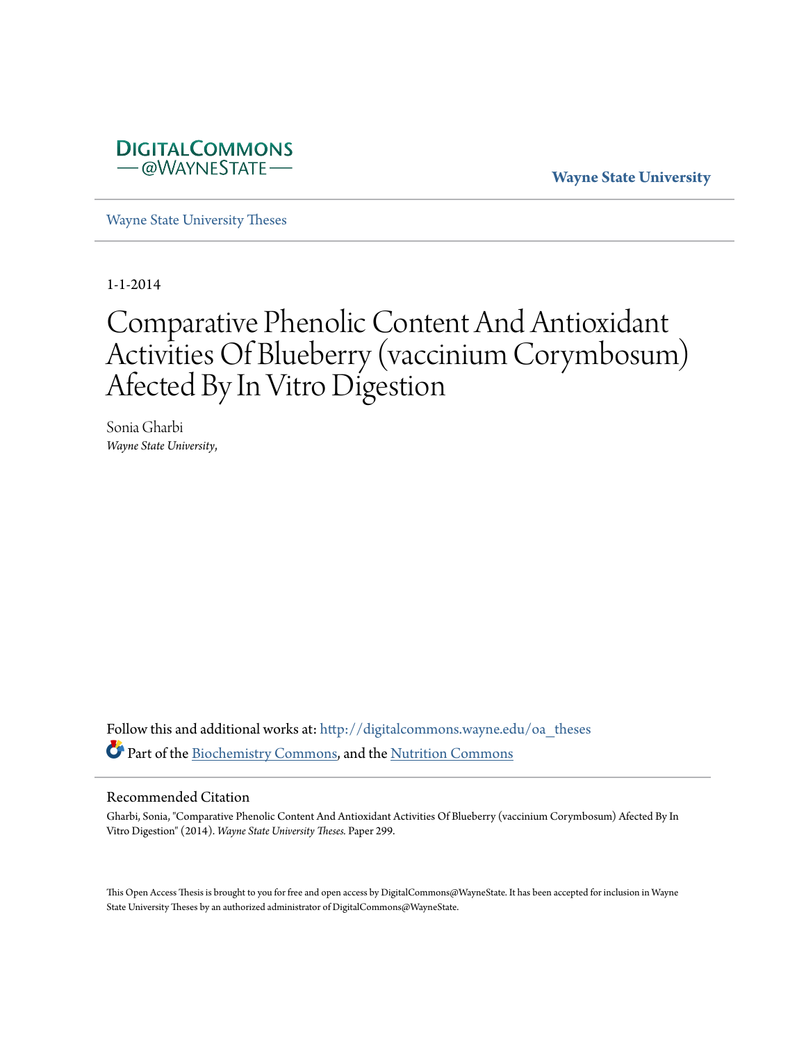DIGITALCOMMONS
— @WAYNESTATE —

Wayne State University

Wayne State University Theses

1-1-2014

# Comparative Phenolic Content And Antioxidant Activities Of Blueberry (vaccinium Corymbosum) Afected By In Vitro Digestion

Sonia Gharbi
*Wayne State University,*

Follow this and additional works at: http://digitalcommons.wayne.edu/oa_theses

Part of the Biochemistry Commons, and the Nutrition Commons

## Recommended Citation

Gharbi, Sonia, "Comparative Phenolic Content And Antioxidant Activities Of Blueberry (vaccinium Corymbosum) Afected By In Vitro Digestion" (2014). *Wayne State University Theses.* Paper 299.

This Open Access Thesis is brought to you for free and open access by DigitalCommons@WayneState. It has been accepted for inclusion in Wayne State University Theses by an authorized administrator of DigitalCommons@WayneState.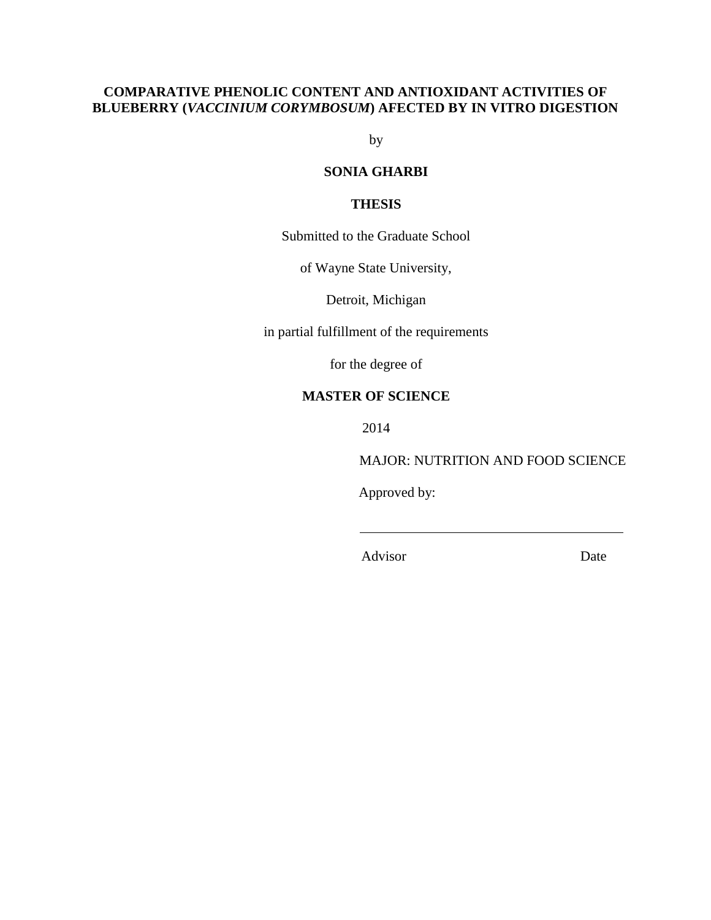**COMPARATIVE PHENOLIC CONTENT AND ANTIOXIDANT ACTIVITIES OF BLUEBERRY (*VACCINIUM CORYMBOSUM*) AFECTED BY IN VITRO DIGESTION**

by

**SONIA GHARBI**

**THESIS**

Submitted to the Graduate School

of Wayne State University,

Detroit, Michigan

in partial fulfillment of the requirements

for the degree of

**MASTER OF SCIENCE**

2014

MAJOR: NUTRITION AND FOOD SCIENCE

Approved by:

\_\_\_\_\_\_\_\_\_\_\_\_\_\_\_\_\_\_\_\_\_\_\_\_\_\_\_\_\_\_\_\_\_\_\_\_

Advisor Date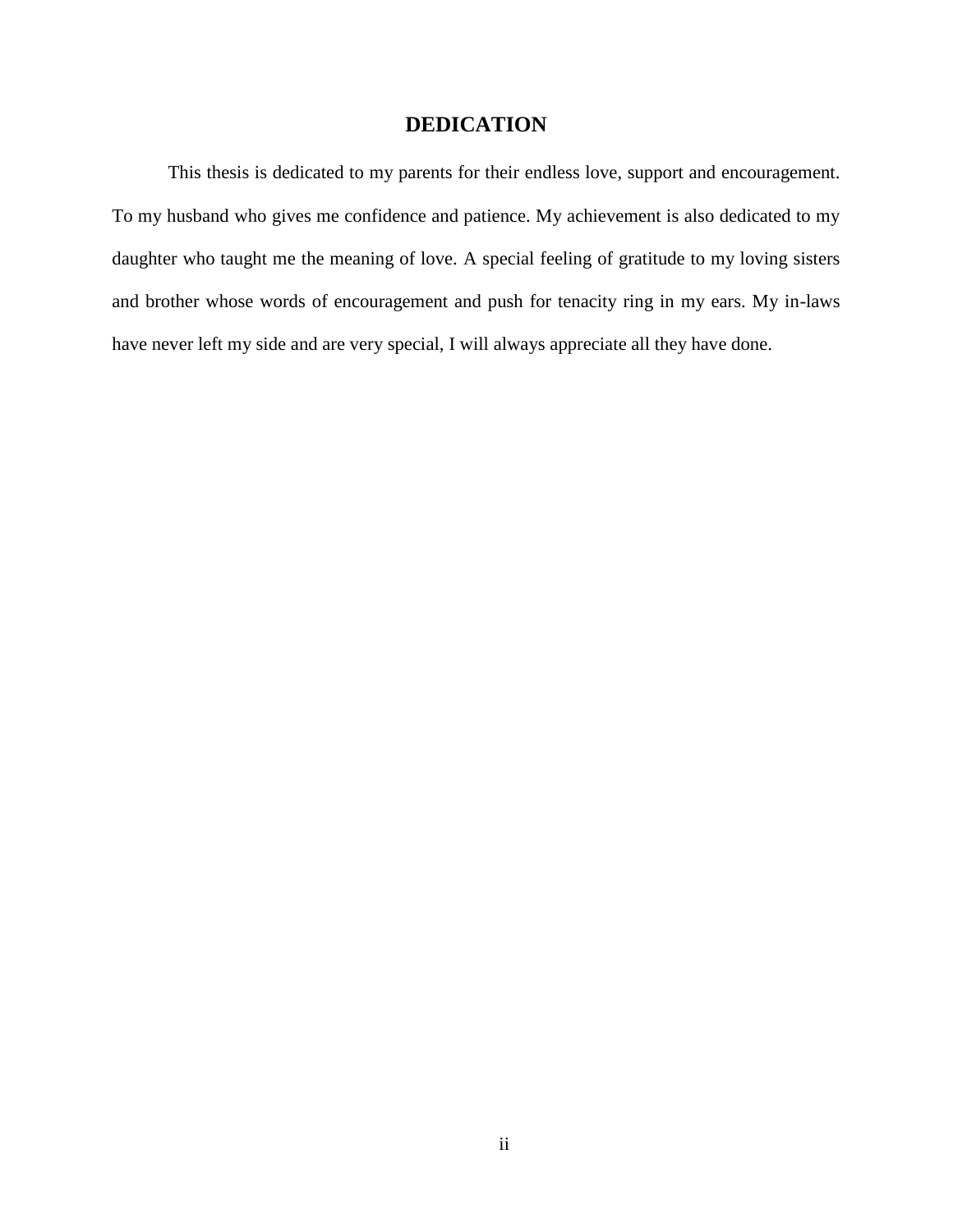# DEDICATION

This thesis is dedicated to my parents for their endless love, support and encouragement. To my husband who gives me confidence and patience. My achievement is also dedicated to my daughter who taught me the meaning of love. A special feeling of gratitude to my loving sisters and brother whose words of encouragement and push for tenacity ring in my ears. My in-laws have never left my side and are very special, I will always appreciate all they have done.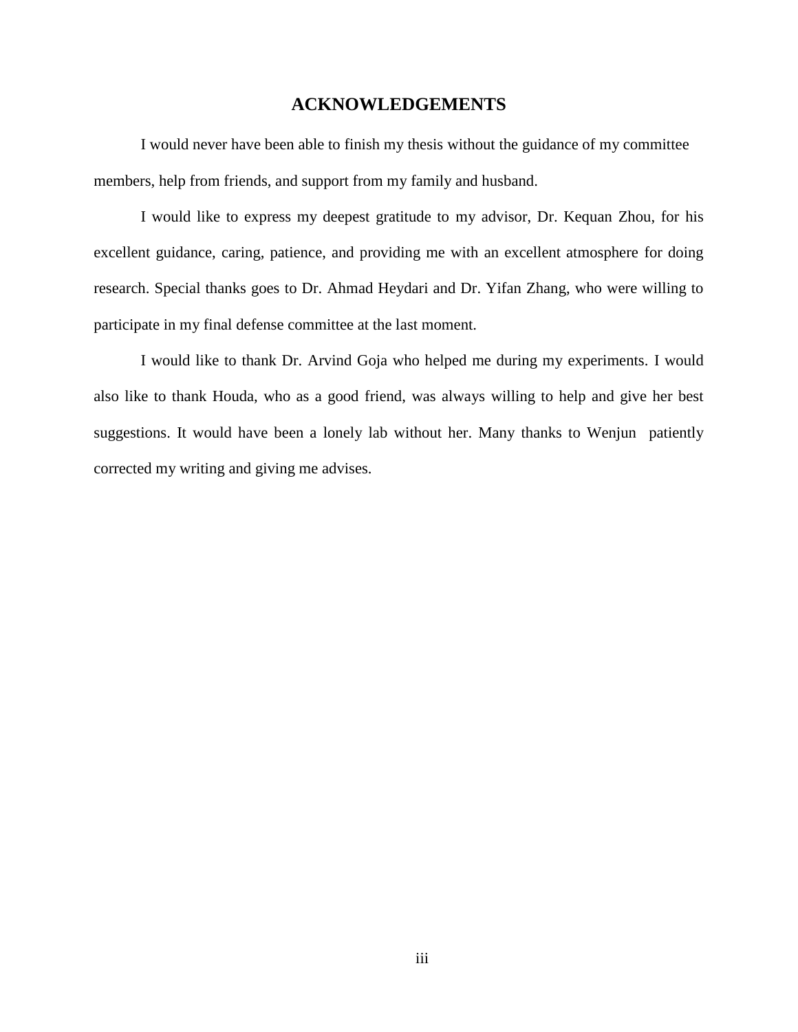# ACKNOWLEDGEMENTS

I would never have been able to finish my thesis without the guidance of my committee members, help from friends, and support from my family and husband.

I would like to express my deepest gratitude to my advisor, Dr. Kequan Zhou, for his excellent guidance, caring, patience, and providing me with an excellent atmosphere for doing research. Special thanks goes to Dr. Ahmad Heydari and Dr. Yifan Zhang, who were willing to participate in my final defense committee at the last moment.

I would like to thank Dr. Arvind Goja who helped me during my experiments. I would also like to thank Houda, who as a good friend, was always willing to help and give her best suggestions. It would have been a lonely lab without her. Many thanks to Wenjun patiently corrected my writing and giving me advises.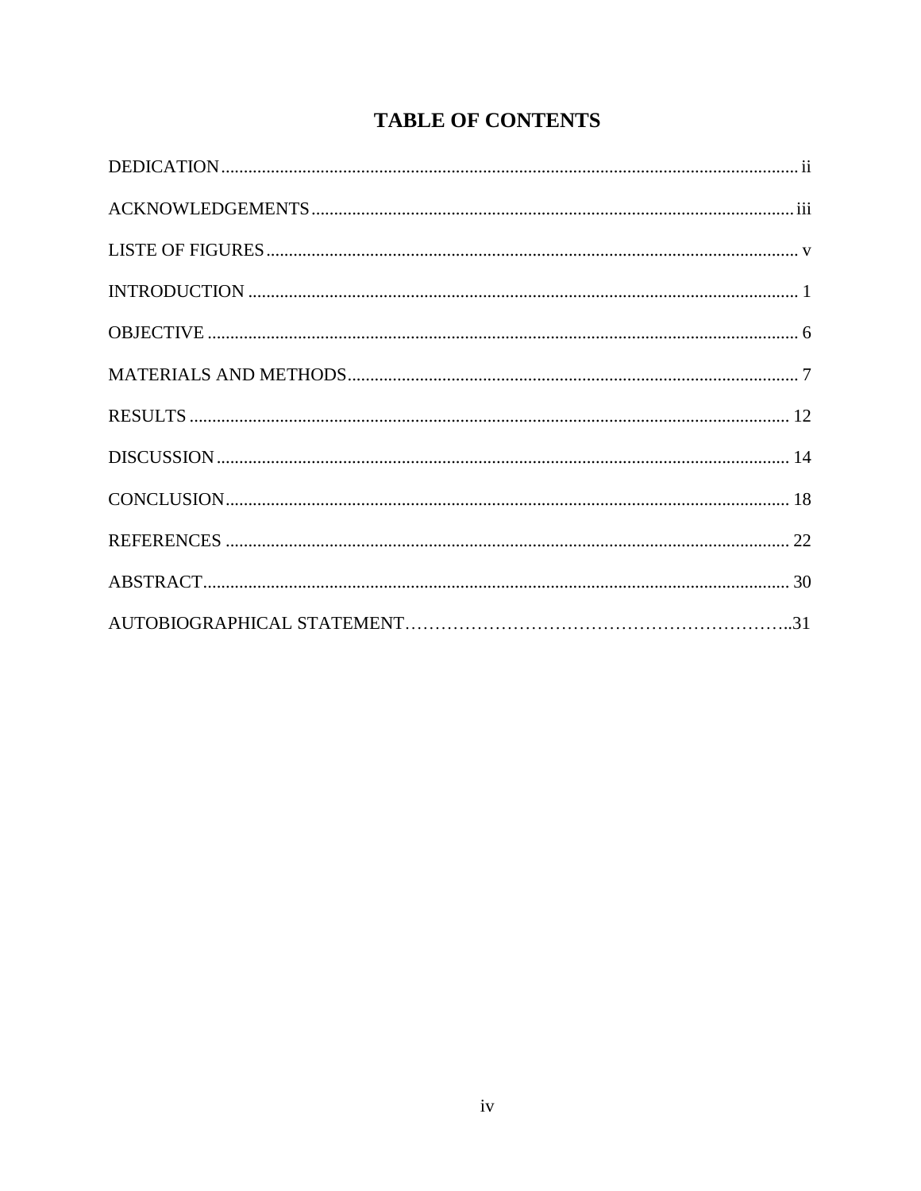# TABLE OF CONTENTS

DEDICATION............................................................................................................................ ii

ACKNOWLEDGEMENTS......................................................................................................... iii

LISTE OF FIGURES.................................................................................................................... v

INTRODUCTION ........................................................................................................................ 1

OBJECTIVE ................................................................................................................................ 6

MATERIALS AND METHODS................................................................................................... 7

RESULTS ................................................................................................................................... 12

DISCUSSION ............................................................................................................................. 14

CONCLUSION........................................................................................................................... 18

REFERENCES ........................................................................................................................... 22

ABSTRACT................................................................................................................................ 30

AUTOBIOGRAPHICAL STATEMENT……………………………………………………..31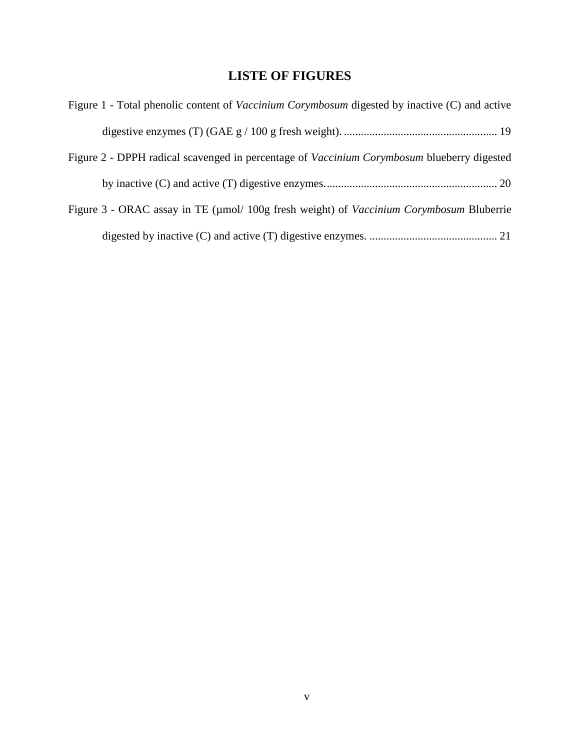# LISTE OF FIGURES

Figure 1 - Total phenolic content of *Vaccinium Corymbosum* digested by inactive (C) and active digestive enzymes (T) (GAE g / 100 g fresh weight). ...................................................... 19

Figure 2 - DPPH radical scavenged in percentage of *Vaccinium Corymbosum* blueberry digested by inactive (C) and active (T) digestive enzymes. ............................................................ 20

Figure 3 - ORAC assay in TE (µmol/ 100g fresh weight) of *Vaccinium Corymbosum* Bluberrie digested by inactive (C) and active (T) digestive enzymes. ............................................. 21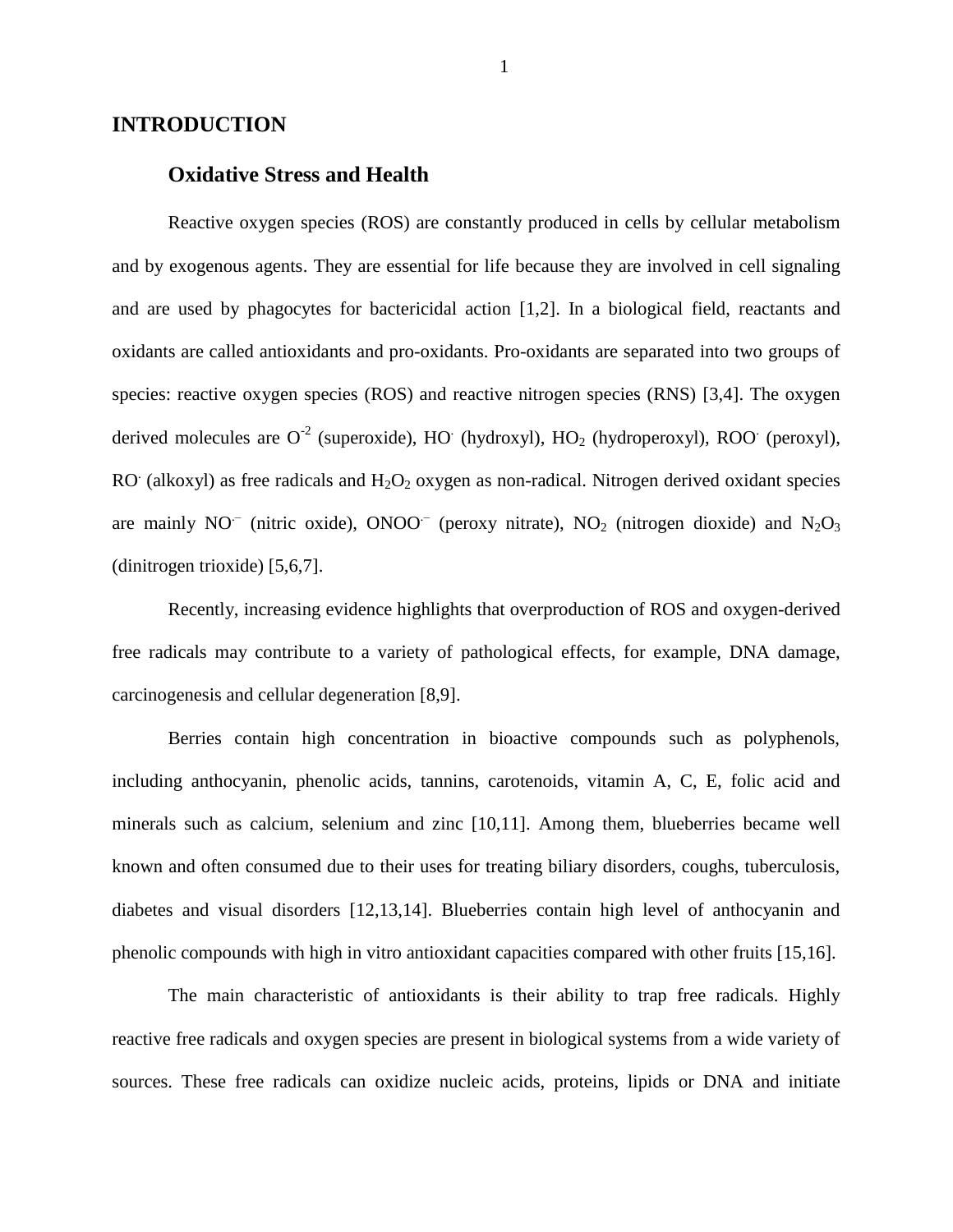# INTRODUCTION

## Oxidative Stress and Health

Reactive oxygen species (ROS) are constantly produced in cells by cellular metabolism and by exogenous agents. They are essential for life because they are involved in cell signaling and are used by phagocytes for bactericidal action [1,2]. In a biological field, reactants and oxidants are called antioxidants and pro-oxidants. Pro-oxidants are separated into two groups of species: reactive oxygen species (ROS) and reactive nitrogen species (RNS) [3,4]. The oxygen derived molecules are $O^{-2}$ (superoxide), $HO^{\cdot}$ (hydroxyl), $HO_2$ (hydroperoxyl), $ROO^{\cdot}$ (peroxyl), $RO^{\cdot}$ (alkoxyl) as free radicals and $H_2O_2$ oxygen as non-radical. Nitrogen derived oxidant species are mainly $NO^{\cdot-}$ (nitric oxide), $ONOO^{\cdot-}$ (peroxy nitrate), $NO_2$ (nitrogen dioxide) and $N_2O_3$ (dinitrogen trioxide) [5,6,7].

Recently, increasing evidence highlights that overproduction of ROS and oxygen-derived free radicals may contribute to a variety of pathological effects, for example, DNA damage, carcinogenesis and cellular degeneration [8,9].

Berries contain high concentration in bioactive compounds such as polyphenols, including anthocyanin, phenolic acids, tannins, carotenoids, vitamin A, C, E, folic acid and minerals such as calcium, selenium and zinc [10,11]. Among them, blueberries became well known and often consumed due to their uses for treating biliary disorders, coughs, tuberculosis, diabetes and visual disorders [12,13,14]. Blueberries contain high level of anthocyanin and phenolic compounds with high in vitro antioxidant capacities compared with other fruits [15,16].

The main characteristic of antioxidants is their ability to trap free radicals. Highly reactive free radicals and oxygen species are present in biological systems from a wide variety of sources. These free radicals can oxidize nucleic acids, proteins, lipids or DNA and initiate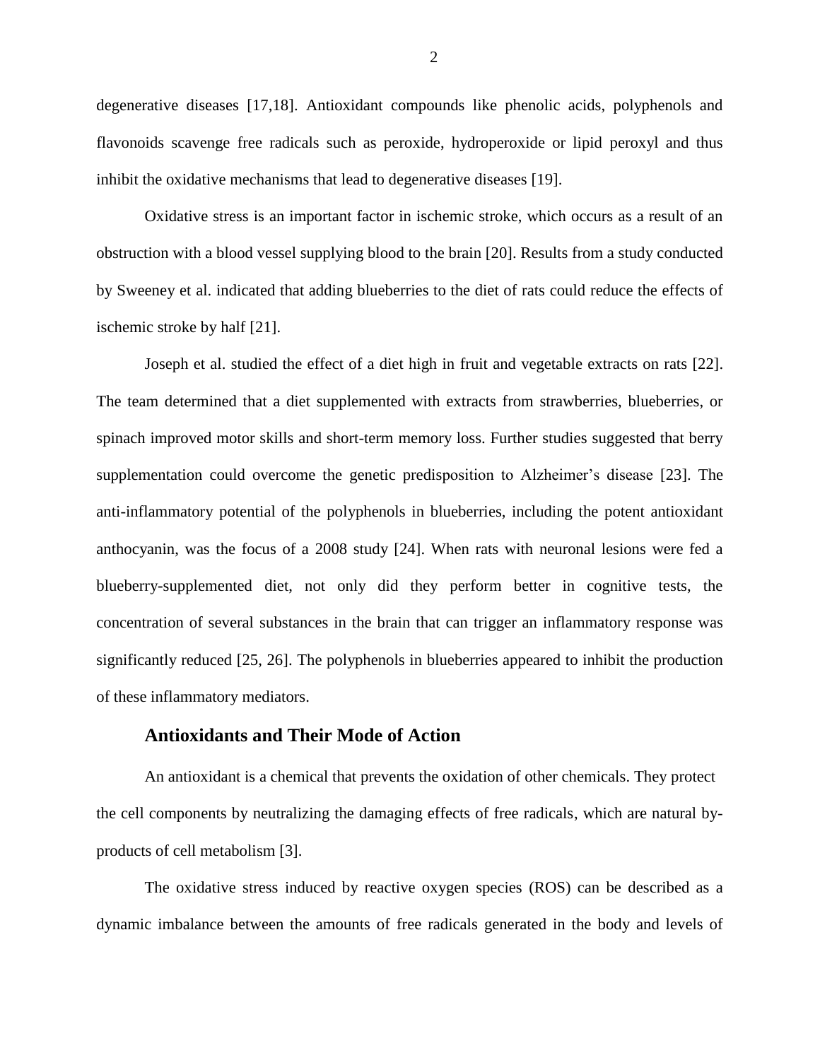degenerative diseases [17,18]. Antioxidant compounds like phenolic acids, polyphenols and flavonoids scavenge free radicals such as peroxide, hydroperoxide or lipid peroxyl and thus inhibit the oxidative mechanisms that lead to degenerative diseases [19].

Oxidative stress is an important factor in ischemic stroke, which occurs as a result of an obstruction with a blood vessel supplying blood to the brain [20]. Results from a study conducted by Sweeney et al. indicated that adding blueberries to the diet of rats could reduce the effects of ischemic stroke by half [21].

Joseph et al. studied the effect of a diet high in fruit and vegetable extracts on rats [22]. The team determined that a diet supplemented with extracts from strawberries, blueberries, or spinach improved motor skills and short-term memory loss. Further studies suggested that berry supplementation could overcome the genetic predisposition to Alzheimer's disease [23]. The anti-inflammatory potential of the polyphenols in blueberries, including the potent antioxidant anthocyanin, was the focus of a 2008 study [24]. When rats with neuronal lesions were fed a blueberry-supplemented diet, not only did they perform better in cognitive tests, the concentration of several substances in the brain that can trigger an inflammatory response was significantly reduced [25, 26]. The polyphenols in blueberries appeared to inhibit the production of these inflammatory mediators.

## Antioxidants and Their Mode of Action

An antioxidant is a chemical that prevents the oxidation of other chemicals. They protect the cell components by neutralizing the damaging effects of free radicals, which are natural by-products of cell metabolism [3].

The oxidative stress induced by reactive oxygen species (ROS) can be described as a dynamic imbalance between the amounts of free radicals generated in the body and levels of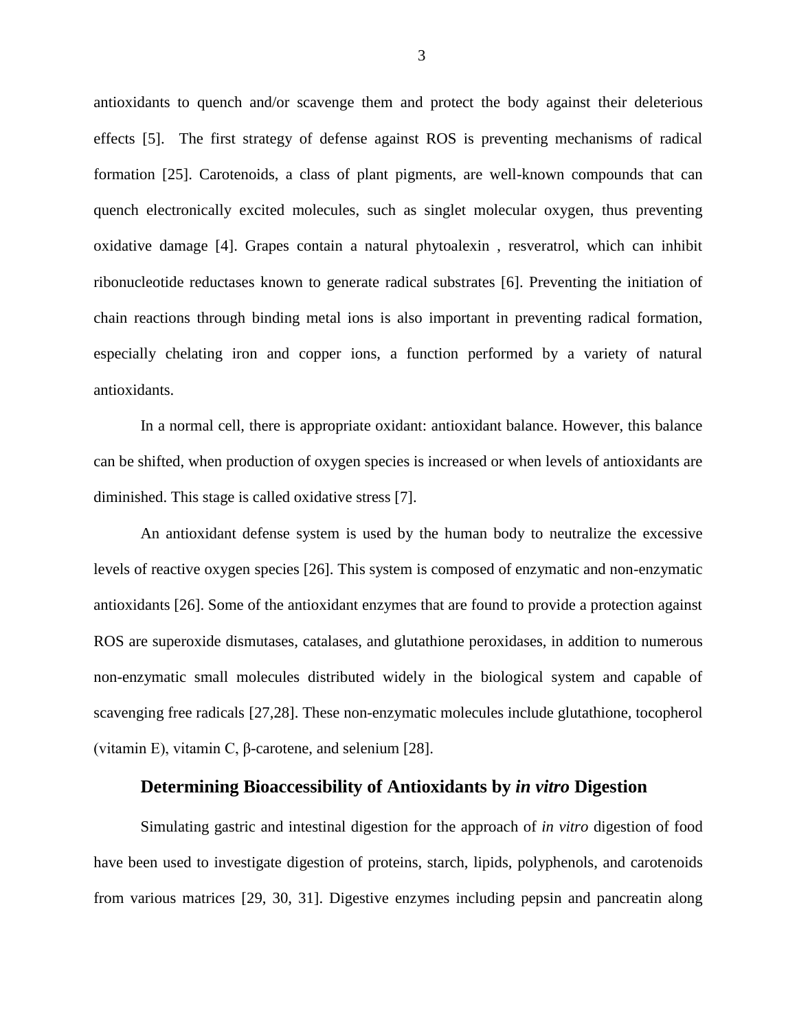antioxidants to quench and/or scavenge them and protect the body against their deleterious effects [5]. The first strategy of defense against ROS is preventing mechanisms of radical formation [25]. Carotenoids, a class of plant pigments, are well-known compounds that can quench electronically excited molecules, such as singlet molecular oxygen, thus preventing oxidative damage [4]. Grapes contain a natural phytoalexin , resveratrol, which can inhibit ribonucleotide reductases known to generate radical substrates [6]. Preventing the initiation of chain reactions through binding metal ions is also important in preventing radical formation, especially chelating iron and copper ions, a function performed by a variety of natural antioxidants.

In a normal cell, there is appropriate oxidant: antioxidant balance. However, this balance can be shifted, when production of oxygen species is increased or when levels of antioxidants are diminished. This stage is called oxidative stress [7].

An antioxidant defense system is used by the human body to neutralize the excessive levels of reactive oxygen species [26]. This system is composed of enzymatic and non-enzymatic antioxidants [26]. Some of the antioxidant enzymes that are found to provide a protection against ROS are superoxide dismutases, catalases, and glutathione peroxidases, in addition to numerous non-enzymatic small molecules distributed widely in the biological system and capable of scavenging free radicals [27,28]. These non-enzymatic molecules include glutathione, tocopherol (vitamin E), vitamin C, β-carotene, and selenium [28].

## Determining Bioaccessibility of Antioxidants by *in vitro* Digestion

Simulating gastric and intestinal digestion for the approach of *in vitro* digestion of food have been used to investigate digestion of proteins, starch, lipids, polyphenols, and carotenoids from various matrices [29, 30, 31]. Digestive enzymes including pepsin and pancreatin along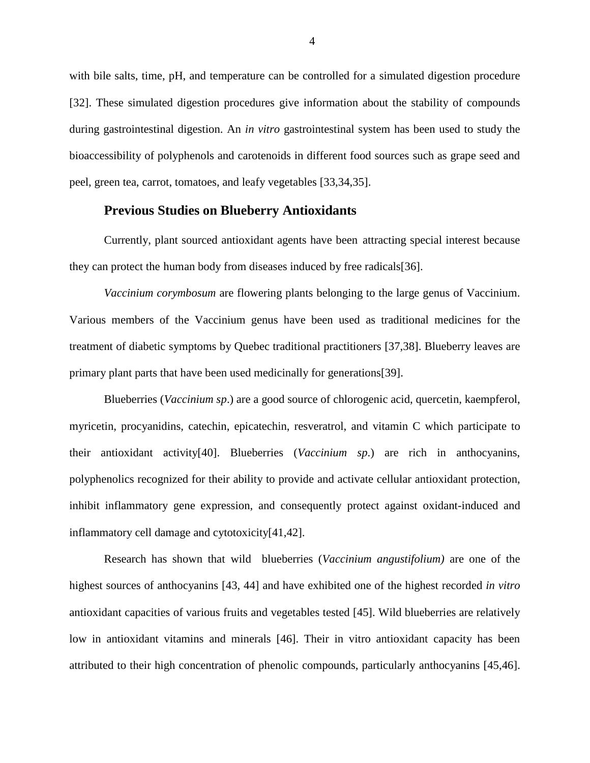with bile salts, time, pH, and temperature can be controlled for a simulated digestion procedure [32]. These simulated digestion procedures give information about the stability of compounds during gastrointestinal digestion. An *in vitro* gastrointestinal system has been used to study the bioaccessibility of polyphenols and carotenoids in different food sources such as grape seed and peel, green tea, carrot, tomatoes, and leafy vegetables [33,34,35].

## Previous Studies on Blueberry Antioxidants

Currently, plant sourced antioxidant agents have been attracting special interest because they can protect the human body from diseases induced by free radicals[36].

*Vaccinium corymbosum* are flowering plants belonging to the large genus of Vaccinium. Various members of the Vaccinium genus have been used as traditional medicines for the treatment of diabetic symptoms by Quebec traditional practitioners [37,38]. Blueberry leaves are primary plant parts that have been used medicinally for generations[39].

Blueberries (*Vaccinium sp*.) are a good source of chlorogenic acid, quercetin, kaempferol, myricetin, procyanidins, catechin, epicatechin, resveratrol, and vitamin C which participate to their antioxidant activity[40]. Blueberries (*Vaccinium sp*.) are rich in anthocyanins, polyphenolics recognized for their ability to provide and activate cellular antioxidant protection, inhibit inflammatory gene expression, and consequently protect against oxidant-induced and inflammatory cell damage and cytotoxicity[41,42].

Research has shown that wild blueberries (*Vaccinium angustifolium)* are one of the highest sources of anthocyanins [43, 44] and have exhibited one of the highest recorded *in vitro* antioxidant capacities of various fruits and vegetables tested [45]. Wild blueberries are relatively low in antioxidant vitamins and minerals [46]. Their in vitro antioxidant capacity has been attributed to their high concentration of phenolic compounds, particularly anthocyanins [45,46].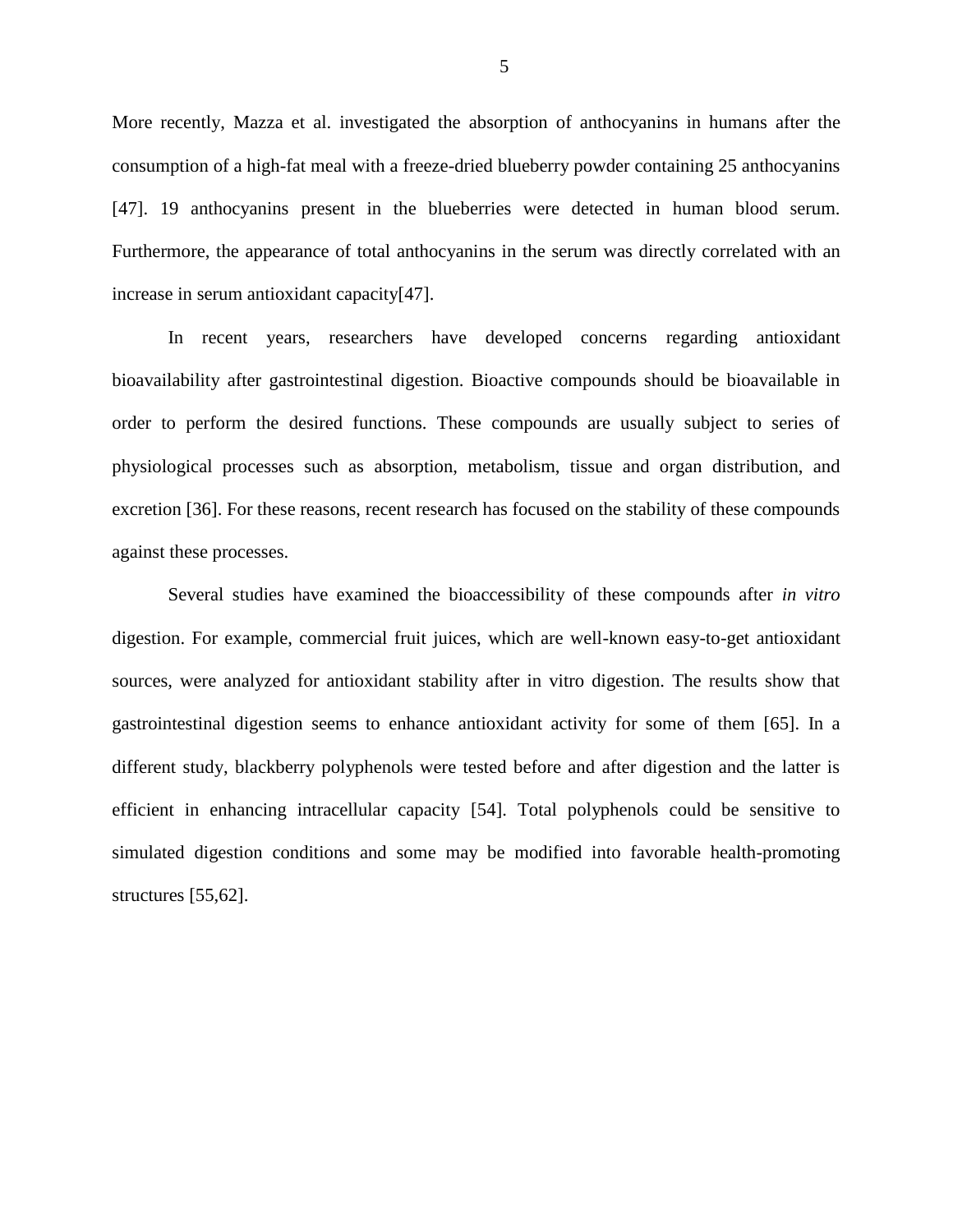More recently, Mazza et al. investigated the absorption of anthocyanins in humans after the consumption of a high-fat meal with a freeze-dried blueberry powder containing 25 anthocyanins [47]. 19 anthocyanins present in the blueberries were detected in human blood serum. Furthermore, the appearance of total anthocyanins in the serum was directly correlated with an increase in serum antioxidant capacity[47].

In recent years, researchers have developed concerns regarding antioxidant bioavailability after gastrointestinal digestion. Bioactive compounds should be bioavailable in order to perform the desired functions. These compounds are usually subject to series of physiological processes such as absorption, metabolism, tissue and organ distribution, and excretion [36]. For these reasons, recent research has focused on the stability of these compounds against these processes.

Several studies have examined the bioaccessibility of these compounds after *in vitro* digestion. For example, commercial fruit juices, which are well-known easy-to-get antioxidant sources, were analyzed for antioxidant stability after in vitro digestion. The results show that gastrointestinal digestion seems to enhance antioxidant activity for some of them [65]. In a different study, blackberry polyphenols were tested before and after digestion and the latter is efficient in enhancing intracellular capacity [54]. Total polyphenols could be sensitive to simulated digestion conditions and some may be modified into favorable health-promoting structures [55,62].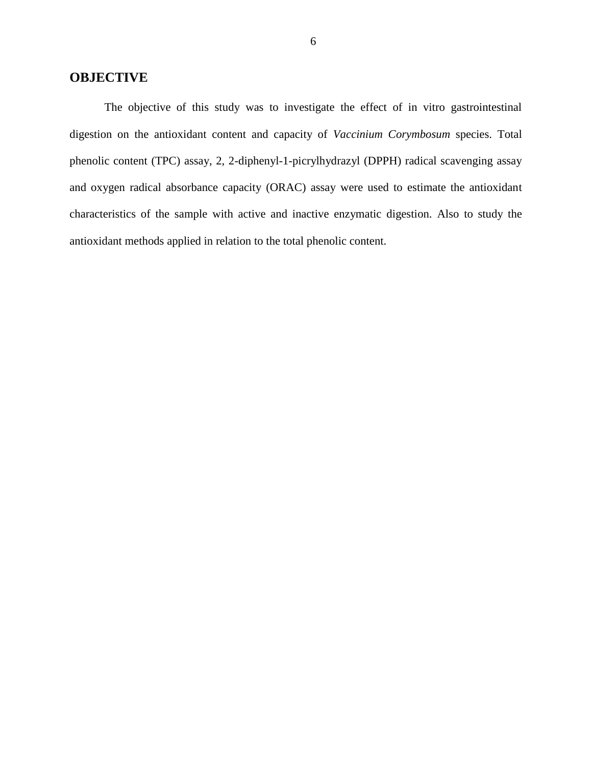## OBJECTIVE

The objective of this study was to investigate the effect of in vitro gastrointestinal digestion on the antioxidant content and capacity of *Vaccinium Corymbosum* species. Total phenolic content (TPC) assay, 2, 2-diphenyl-1-picrylhydrazyl (DPPH) radical scavenging assay and oxygen radical absorbance capacity (ORAC) assay were used to estimate the antioxidant characteristics of the sample with active and inactive enzymatic digestion. Also to study the antioxidant methods applied in relation to the total phenolic content.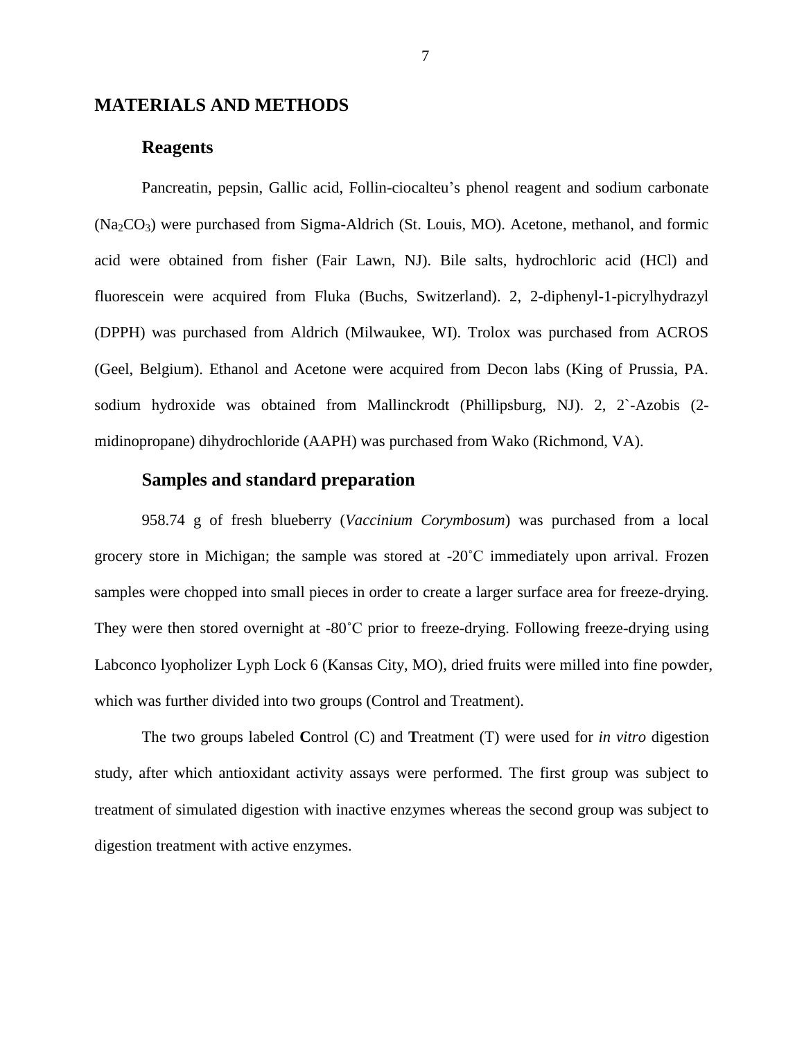# MATERIALS AND METHODS

## Reagents

Pancreatin, pepsin, Gallic acid, Follin-ciocalteu's phenol reagent and sodium carbonate ($Na_2CO_3$) were purchased from Sigma-Aldrich (St. Louis, MO). Acetone, methanol, and formic acid were obtained from fisher (Fair Lawn, NJ). Bile salts, hydrochloric acid (HCl) and fluorescein were acquired from Fluka (Buchs, Switzerland). 2, 2-diphenyl-1-picrylhydrazyl (DPPH) was purchased from Aldrich (Milwaukee, WI). Trolox was purchased from ACROS (Geel, Belgium). Ethanol and Acetone were acquired from Decon labs (King of Prussia, PA. sodium hydroxide was obtained from Mallinckrodt (Phillipsburg, NJ). 2, 2`-Azobis (2-midinopropane) dihydrochloride (AAPH) was purchased from Wako (Richmond, VA).

## Samples and standard preparation

958.74 g of fresh blueberry (*Vaccinium Corymbosum*) was purchased from a local grocery store in Michigan; the sample was stored at -20˚C immediately upon arrival. Frozen samples were chopped into small pieces in order to create a larger surface area for freeze-drying. They were then stored overnight at -80˚C prior to freeze-drying. Following freeze-drying using Labconco lyopholizer Lyph Lock 6 (Kansas City, MO), dried fruits were milled into fine powder, which was further divided into two groups (Control and Treatment).

The two groups labeled **C**ontrol (C) and **T**reatment (T) were used for *in vitro* digestion study, after which antioxidant activity assays were performed. The first group was subject to treatment of simulated digestion with inactive enzymes whereas the second group was subject to digestion treatment with active enzymes.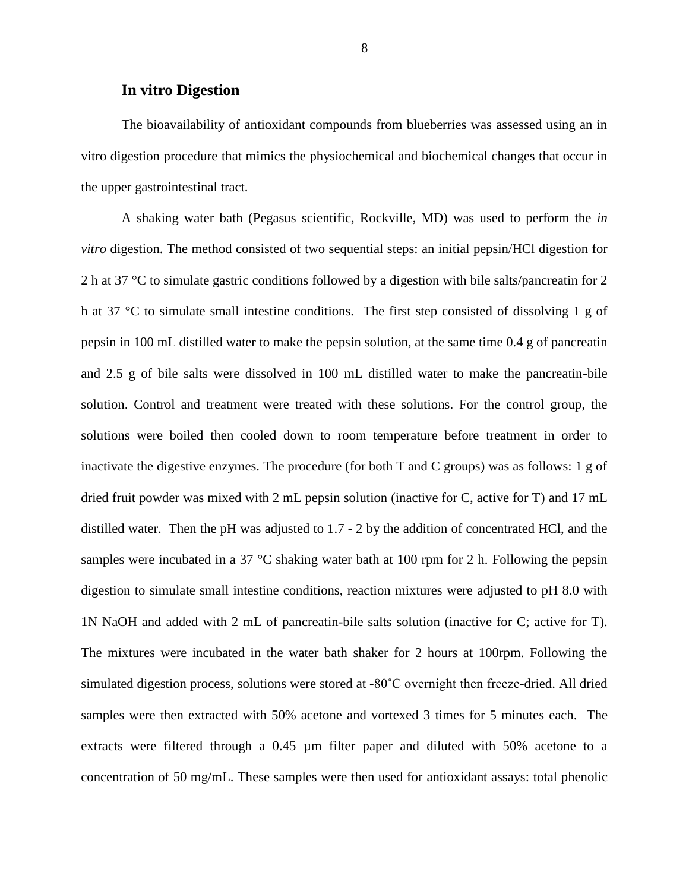## In vitro Digestion

The bioavailability of antioxidant compounds from blueberries was assessed using an in vitro digestion procedure that mimics the physiochemical and biochemical changes that occur in the upper gastrointestinal tract.

A shaking water bath (Pegasus scientific, Rockville, MD) was used to perform the *in vitro* digestion. The method consisted of two sequential steps: an initial pepsin/HCl digestion for 2 h at 37 °C to simulate gastric conditions followed by a digestion with bile salts/pancreatin for 2 h at 37 °C to simulate small intestine conditions. The first step consisted of dissolving 1 g of pepsin in 100 mL distilled water to make the pepsin solution, at the same time 0.4 g of pancreatin and 2.5 g of bile salts were dissolved in 100 mL distilled water to make the pancreatin-bile solution. Control and treatment were treated with these solutions. For the control group, the solutions were boiled then cooled down to room temperature before treatment in order to inactivate the digestive enzymes. The procedure (for both T and C groups) was as follows: 1 g of dried fruit powder was mixed with 2 mL pepsin solution (inactive for C, active for T) and 17 mL distilled water. Then the pH was adjusted to 1.7 - 2 by the addition of concentrated HCl, and the samples were incubated in a 37 °C shaking water bath at 100 rpm for 2 h. Following the pepsin digestion to simulate small intestine conditions, reaction mixtures were adjusted to pH 8.0 with 1N NaOH and added with 2 mL of pancreatin-bile salts solution (inactive for C; active for T). The mixtures were incubated in the water bath shaker for 2 hours at 100rpm. Following the simulated digestion process, solutions were stored at -80˚C overnight then freeze-dried. All dried samples were then extracted with 50% acetone and vortexed 3 times for 5 minutes each. The extracts were filtered through a 0.45 µm filter paper and diluted with 50% acetone to a concentration of 50 mg/mL. These samples were then used for antioxidant assays: total phenolic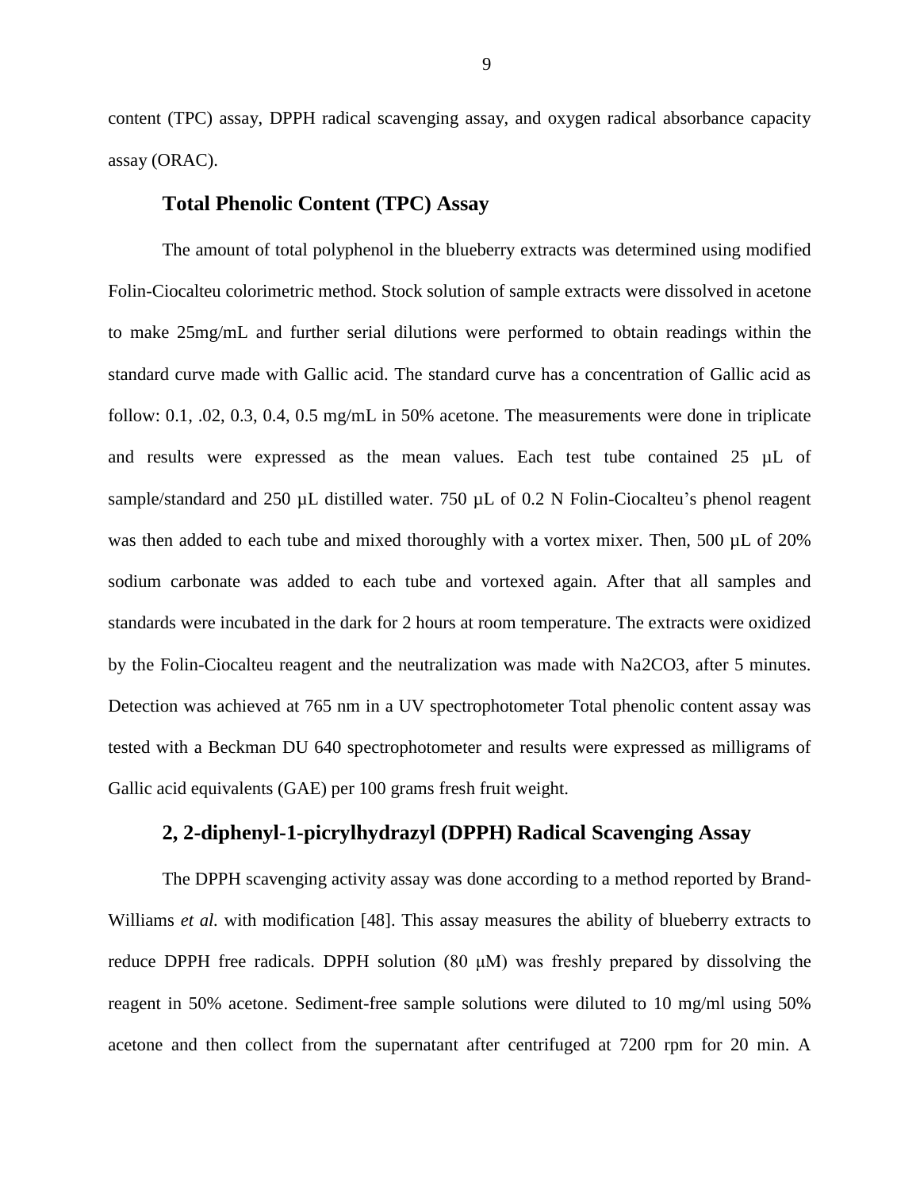content (TPC) assay, DPPH radical scavenging assay, and oxygen radical absorbance capacity assay (ORAC).

### Total Phenolic Content (TPC) Assay

The amount of total polyphenol in the blueberry extracts was determined using modified Folin-Ciocalteu colorimetric method. Stock solution of sample extracts were dissolved in acetone to make 25mg/mL and further serial dilutions were performed to obtain readings within the standard curve made with Gallic acid. The standard curve has a concentration of Gallic acid as follow: 0.1, .02, 0.3, 0.4, 0.5 mg/mL in 50% acetone. The measurements were done in triplicate and results were expressed as the mean values. Each test tube contained 25 µL of sample/standard and 250 µL distilled water. 750 µL of 0.2 N Folin-Ciocalteu's phenol reagent was then added to each tube and mixed thoroughly with a vortex mixer. Then, 500 µL of 20% sodium carbonate was added to each tube and vortexed again. After that all samples and standards were incubated in the dark for 2 hours at room temperature. The extracts were oxidized by the Folin-Ciocalteu reagent and the neutralization was made with $Na2CO3$, after 5 minutes. Detection was achieved at 765 nm in a UV spectrophotometer Total phenolic content assay was tested with a Beckman DU 640 spectrophotometer and results were expressed as milligrams of Gallic acid equivalents (GAE) per 100 grams fresh fruit weight.

### 2, 2-diphenyl-1-picrylhydrazyl (DPPH) Radical Scavenging Assay

The DPPH scavenging activity assay was done according to a method reported by Brand-Williams *et al.* with modification [48]. This assay measures the ability of blueberry extracts to reduce DPPH free radicals. DPPH solution (80 µM) was freshly prepared by dissolving the reagent in 50% acetone. Sediment-free sample solutions were diluted to 10 mg/ml using 50% acetone and then collect from the supernatant after centrifuged at 7200 rpm for 20 min. A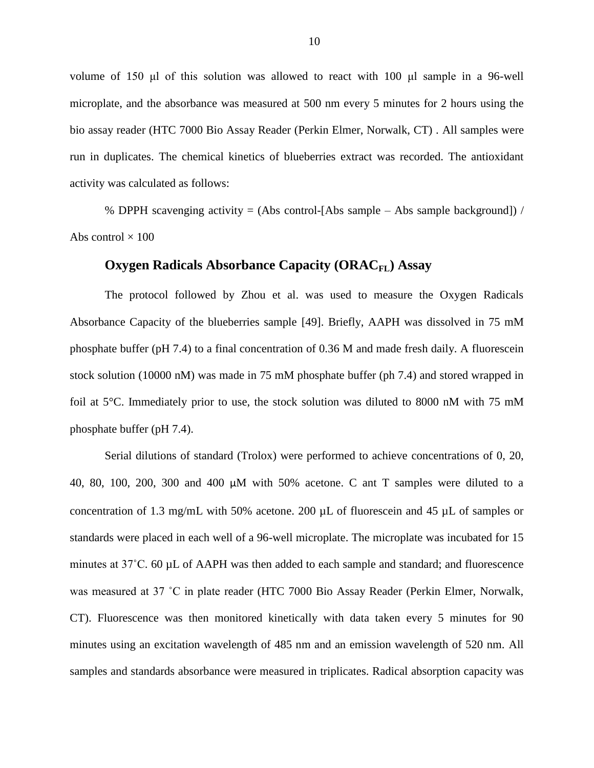volume of 150 μl of this solution was allowed to react with 100 μl sample in a 96-well microplate, and the absorbance was measured at 500 nm every 5 minutes for 2 hours using the bio assay reader (HTC 7000 Bio Assay Reader (Perkin Elmer, Norwalk, CT) . All samples were run in duplicates. The chemical kinetics of blueberries extract was recorded. The antioxidant activity was calculated as follows:

% DPPH scavenging activity = (Abs control-[Abs sample – Abs sample background]) / Abs control × 100

## Oxygen Radicals Absorbance Capacity ($ORAC_{FL}$) Assay

The protocol followed by Zhou et al. was used to measure the Oxygen Radicals Absorbance Capacity of the blueberries sample [49]. Briefly, AAPH was dissolved in 75 mM phosphate buffer (pH 7.4) to a final concentration of 0.36 M and made fresh daily. A fluorescein stock solution (10000 nM) was made in 75 mM phosphate buffer (ph 7.4) and stored wrapped in foil at 5°C. Immediately prior to use, the stock solution was diluted to 8000 nM with 75 mM phosphate buffer (pH 7.4).

Serial dilutions of standard (Trolox) were performed to achieve concentrations of 0, 20, 40, 80, 100, 200, 300 and 400 μM with 50% acetone. C ant T samples were diluted to a concentration of 1.3 mg/mL with 50% acetone. 200 µL of fluorescein and 45 µL of samples or standards were placed in each well of a 96-well microplate. The microplate was incubated for 15 minutes at 37˚C. 60 µL of AAPH was then added to each sample and standard; and fluorescence was measured at 37 ˚C in plate reader (HTC 7000 Bio Assay Reader (Perkin Elmer, Norwalk, CT). Fluorescence was then monitored kinetically with data taken every 5 minutes for 90 minutes using an excitation wavelength of 485 nm and an emission wavelength of 520 nm. All samples and standards absorbance were measured in triplicates. Radical absorption capacity was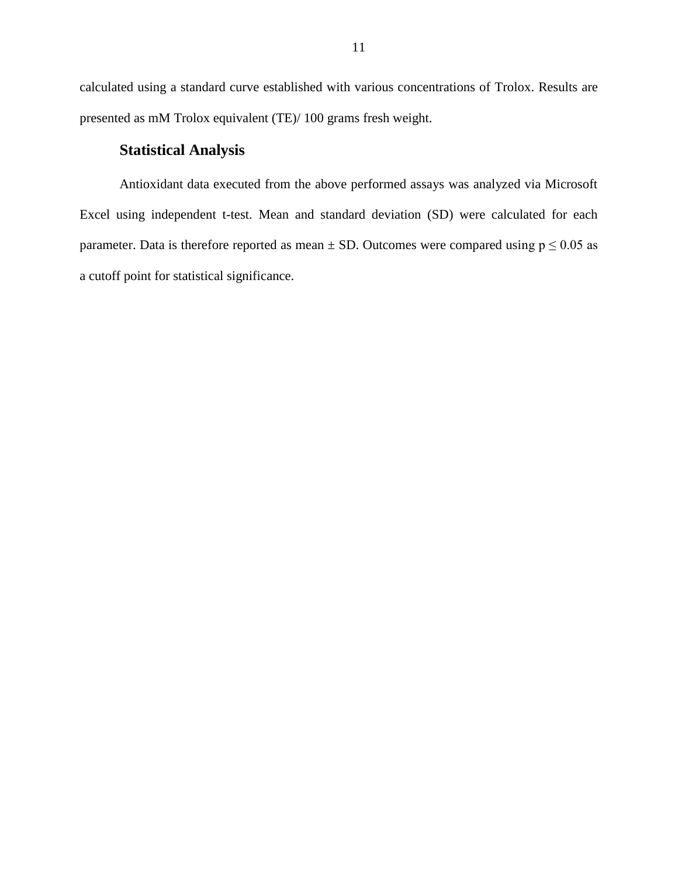calculated using a standard curve established with various concentrations of Trolox. Results are presented as mM Trolox equivalent (TE)/ 100 grams fresh weight.

### Statistical Analysis

Antioxidant data executed from the above performed assays was analyzed via Microsoft Excel using independent t-test. Mean and standard deviation (SD) were calculated for each parameter. Data is therefore reported as mean ± SD. Outcomes were compared using $p \leq 0.05$ as a cutoff point for statistical significance.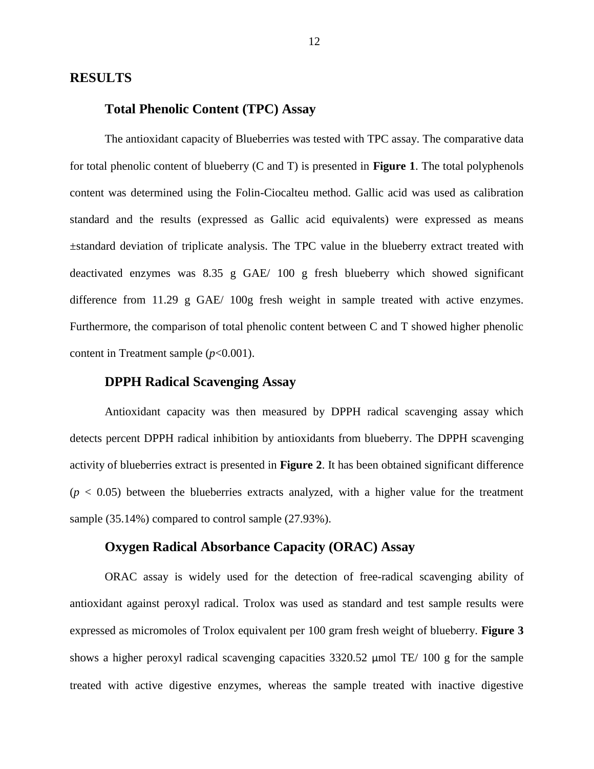# RESULTS

## Total Phenolic Content (TPC) Assay

The antioxidant capacity of Blueberries was tested with TPC assay. The comparative data for total phenolic content of blueberry (C and T) is presented in **Figure 1**. The total polyphenols content was determined using the Folin-Ciocalteu method. Gallic acid was used as calibration standard and the results (expressed as Gallic acid equivalents) were expressed as means ±standard deviation of triplicate analysis. The TPC value in the blueberry extract treated with deactivated enzymes was 8.35 g GAE/ 100 g fresh blueberry which showed significant difference from 11.29 g GAE/ 100g fresh weight in sample treated with active enzymes. Furthermore, the comparison of total phenolic content between C and T showed higher phenolic content in Treatment sample ($p<0.001$).

## DPPH Radical Scavenging Assay

Antioxidant capacity was then measured by DPPH radical scavenging assay which detects percent DPPH radical inhibition by antioxidants from blueberry. The DPPH scavenging activity of blueberries extract is presented in **Figure 2**. It has been obtained significant difference ($p < 0.05$) between the blueberries extracts analyzed, with a higher value for the treatment sample (35.14%) compared to control sample (27.93%).

## Oxygen Radical Absorbance Capacity (ORAC) Assay

ORAC assay is widely used for the detection of free-radical scavenging ability of antioxidant against peroxyl radical. Trolox was used as standard and test sample results were expressed as micromoles of Trolox equivalent per 100 gram fresh weight of blueberry. **Figure 3** shows a higher peroxyl radical scavenging capacities 3320.52 μmol TE/ 100 g for the sample treated with active digestive enzymes, whereas the sample treated with inactive digestive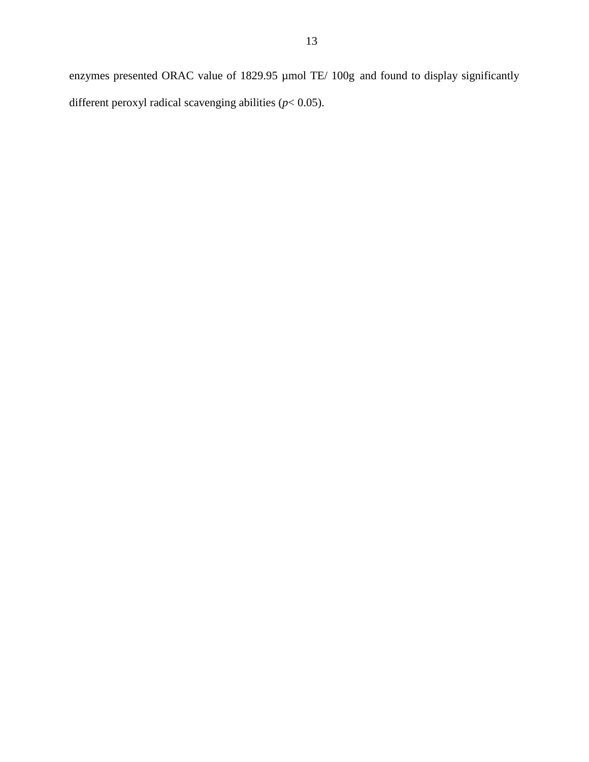enzymes presented ORAC value of 1829.95 µmol TE/ 100g and found to display significantly different peroxyl radical scavenging abilities ($p < 0.05$).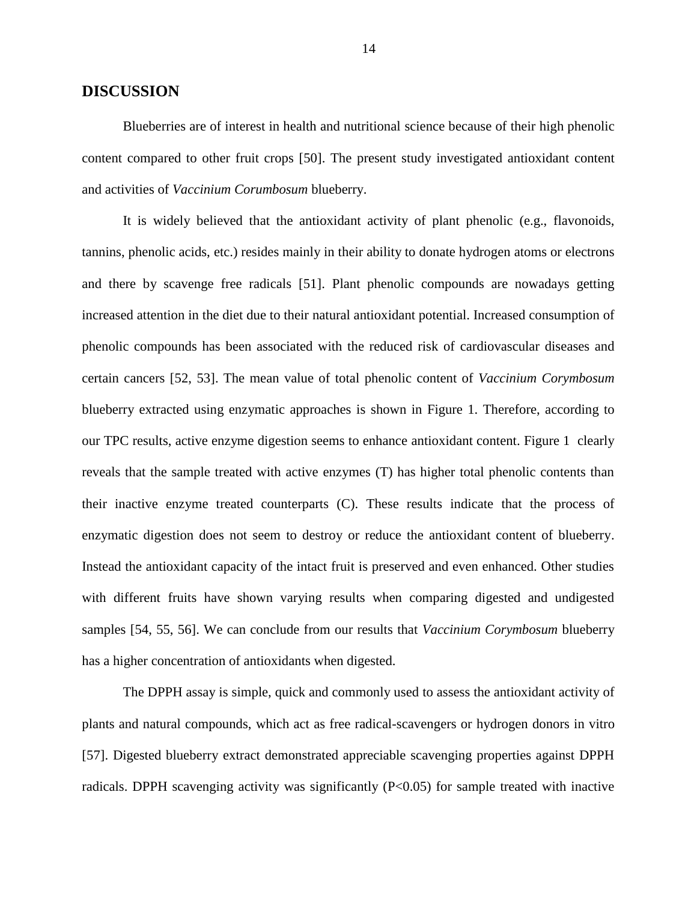## DISCUSSION

Blueberries are of interest in health and nutritional science because of their high phenolic content compared to other fruit crops [50]. The present study investigated antioxidant content and activities of *Vaccinium Corumbosum* blueberry.

It is widely believed that the antioxidant activity of plant phenolic (e.g., flavonoids, tannins, phenolic acids, etc.) resides mainly in their ability to donate hydrogen atoms or electrons and there by scavenge free radicals [51]. Plant phenolic compounds are nowadays getting increased attention in the diet due to their natural antioxidant potential. Increased consumption of phenolic compounds has been associated with the reduced risk of cardiovascular diseases and certain cancers [52, 53]. The mean value of total phenolic content of *Vaccinium Corymbosum* blueberry extracted using enzymatic approaches is shown in Figure 1. Therefore, according to our TPC results, active enzyme digestion seems to enhance antioxidant content. Figure 1 clearly reveals that the sample treated with active enzymes (T) has higher total phenolic contents than their inactive enzyme treated counterparts (C). These results indicate that the process of enzymatic digestion does not seem to destroy or reduce the antioxidant content of blueberry. Instead the antioxidant capacity of the intact fruit is preserved and even enhanced. Other studies with different fruits have shown varying results when comparing digested and undigested samples [54, 55, 56]. We can conclude from our results that *Vaccinium Corymbosum* blueberry has a higher concentration of antioxidants when digested.

The DPPH assay is simple, quick and commonly used to assess the antioxidant activity of plants and natural compounds, which act as free radical-scavengers or hydrogen donors in vitro [57]. Digested blueberry extract demonstrated appreciable scavenging properties against DPPH radicals. DPPH scavenging activity was significantly ($P<0.05$) for sample treated with inactive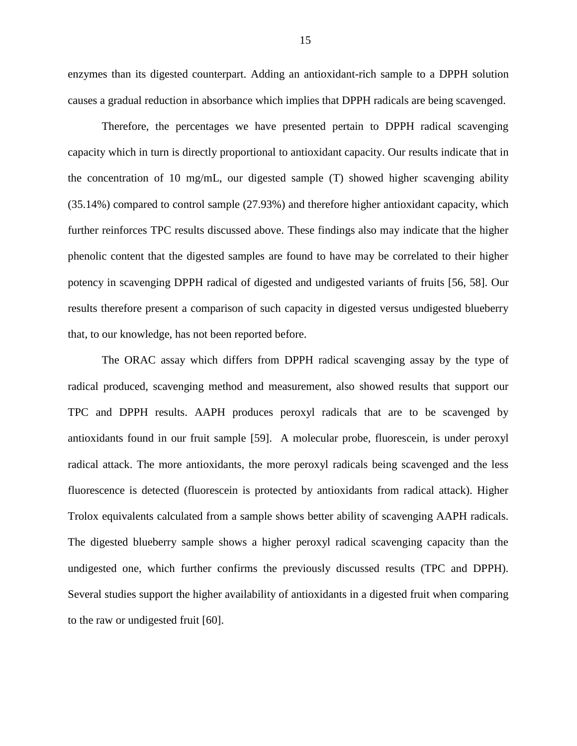enzymes than its digested counterpart. Adding an antioxidant-rich sample to a DPPH solution causes a gradual reduction in absorbance which implies that DPPH radicals are being scavenged.

Therefore, the percentages we have presented pertain to DPPH radical scavenging capacity which in turn is directly proportional to antioxidant capacity. Our results indicate that in the concentration of 10 mg/mL, our digested sample (T) showed higher scavenging ability (35.14%) compared to control sample (27.93%) and therefore higher antioxidant capacity, which further reinforces TPC results discussed above. These findings also may indicate that the higher phenolic content that the digested samples are found to have may be correlated to their higher potency in scavenging DPPH radical of digested and undigested variants of fruits [56, 58]. Our results therefore present a comparison of such capacity in digested versus undigested blueberry that, to our knowledge, has not been reported before.

The ORAC assay which differs from DPPH radical scavenging assay by the type of radical produced, scavenging method and measurement, also showed results that support our TPC and DPPH results. AAPH produces peroxyl radicals that are to be scavenged by antioxidants found in our fruit sample [59]. A molecular probe, fluorescein, is under peroxyl radical attack. The more antioxidants, the more peroxyl radicals being scavenged and the less fluorescence is detected (fluorescein is protected by antioxidants from radical attack). Higher Trolox equivalents calculated from a sample shows better ability of scavenging AAPH radicals. The digested blueberry sample shows a higher peroxyl radical scavenging capacity than the undigested one, which further confirms the previously discussed results (TPC and DPPH). Several studies support the higher availability of antioxidants in a digested fruit when comparing to the raw or undigested fruit [60].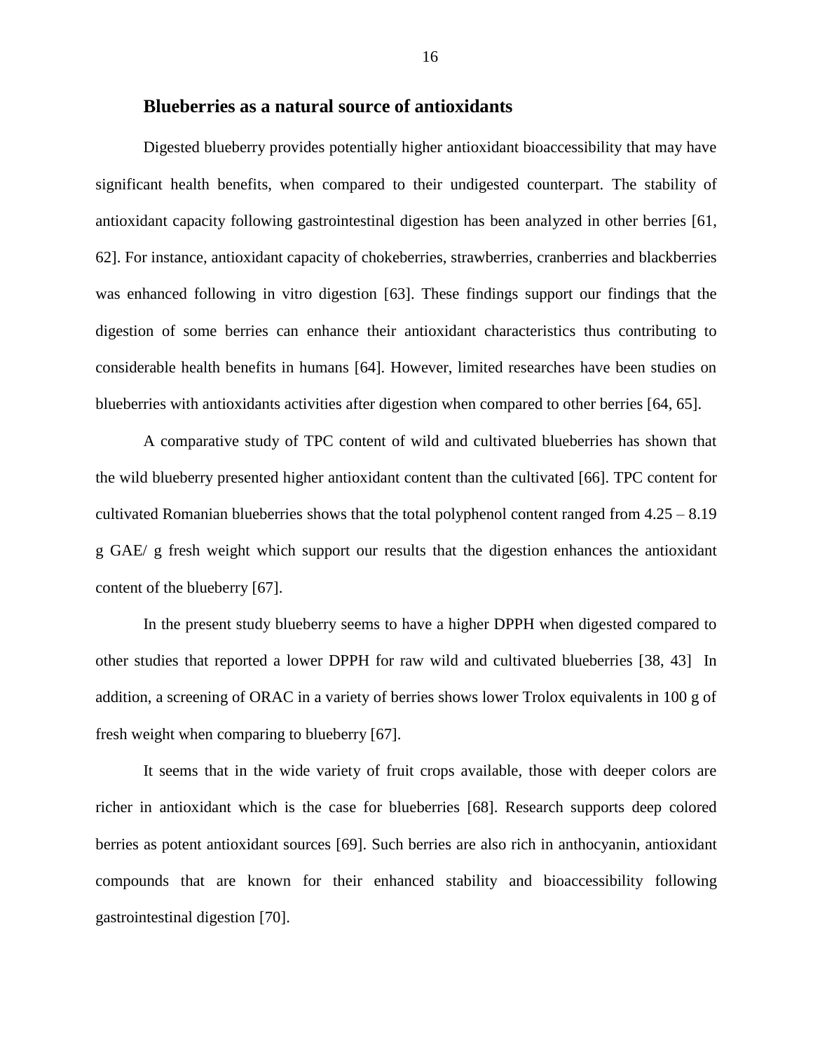## Blueberries as a natural source of antioxidants

Digested blueberry provides potentially higher antioxidant bioaccessibility that may have significant health benefits, when compared to their undigested counterpart. The stability of antioxidant capacity following gastrointestinal digestion has been analyzed in other berries [61, 62]. For instance, antioxidant capacity of chokeberries, strawberries, cranberries and blackberries was enhanced following in vitro digestion [63]. These findings support our findings that the digestion of some berries can enhance their antioxidant characteristics thus contributing to considerable health benefits in humans [64]. However, limited researches have been studies on blueberries with antioxidants activities after digestion when compared to other berries [64, 65].

A comparative study of TPC content of wild and cultivated blueberries has shown that the wild blueberry presented higher antioxidant content than the cultivated [66]. TPC content for cultivated Romanian blueberries shows that the total polyphenol content ranged from 4.25 – 8.19 g GAE/ g fresh weight which support our results that the digestion enhances the antioxidant content of the blueberry [67].

In the present study blueberry seems to have a higher DPPH when digested compared to other studies that reported a lower DPPH for raw wild and cultivated blueberries [38, 43] In addition, a screening of ORAC in a variety of berries shows lower Trolox equivalents in 100 g of fresh weight when comparing to blueberry [67].

It seems that in the wide variety of fruit crops available, those with deeper colors are richer in antioxidant which is the case for blueberries [68]. Research supports deep colored berries as potent antioxidant sources [69]. Such berries are also rich in anthocyanin, antioxidant compounds that are known for their enhanced stability and bioaccessibility following gastrointestinal digestion [70].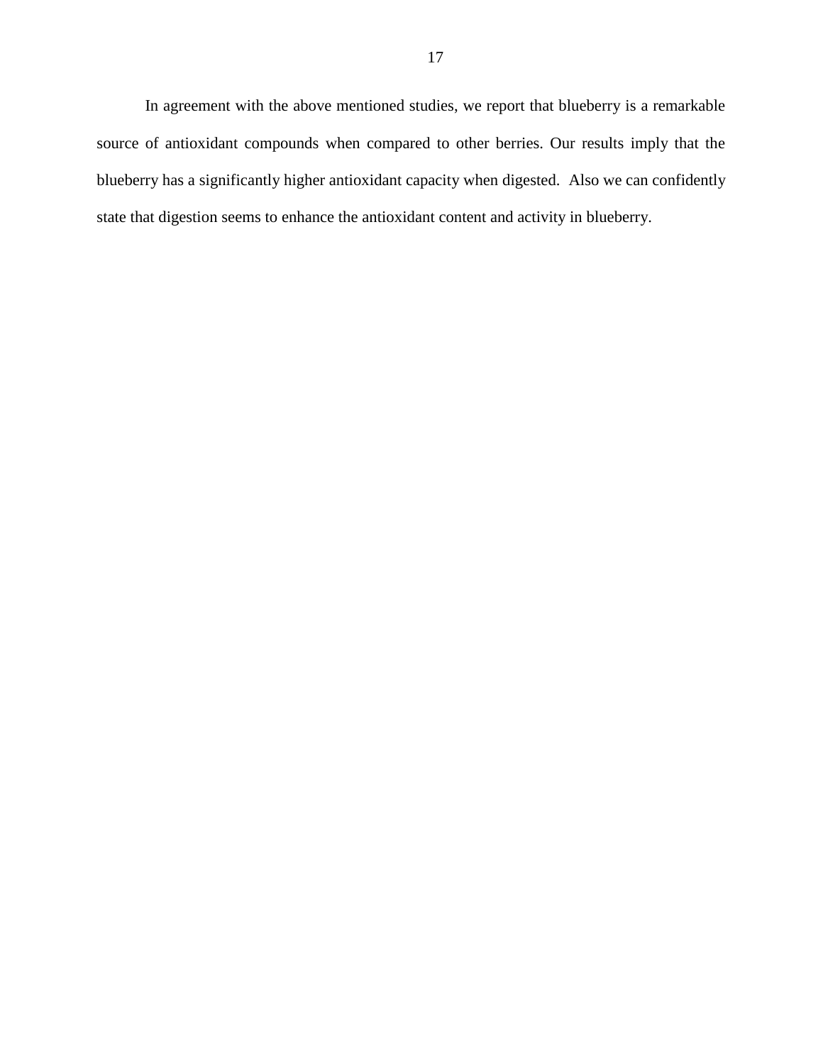In agreement with the above mentioned studies, we report that blueberry is a remarkable source of antioxidant compounds when compared to other berries. Our results imply that the blueberry has a significantly higher antioxidant capacity when digested. Also we can confidently state that digestion seems to enhance the antioxidant content and activity in blueberry.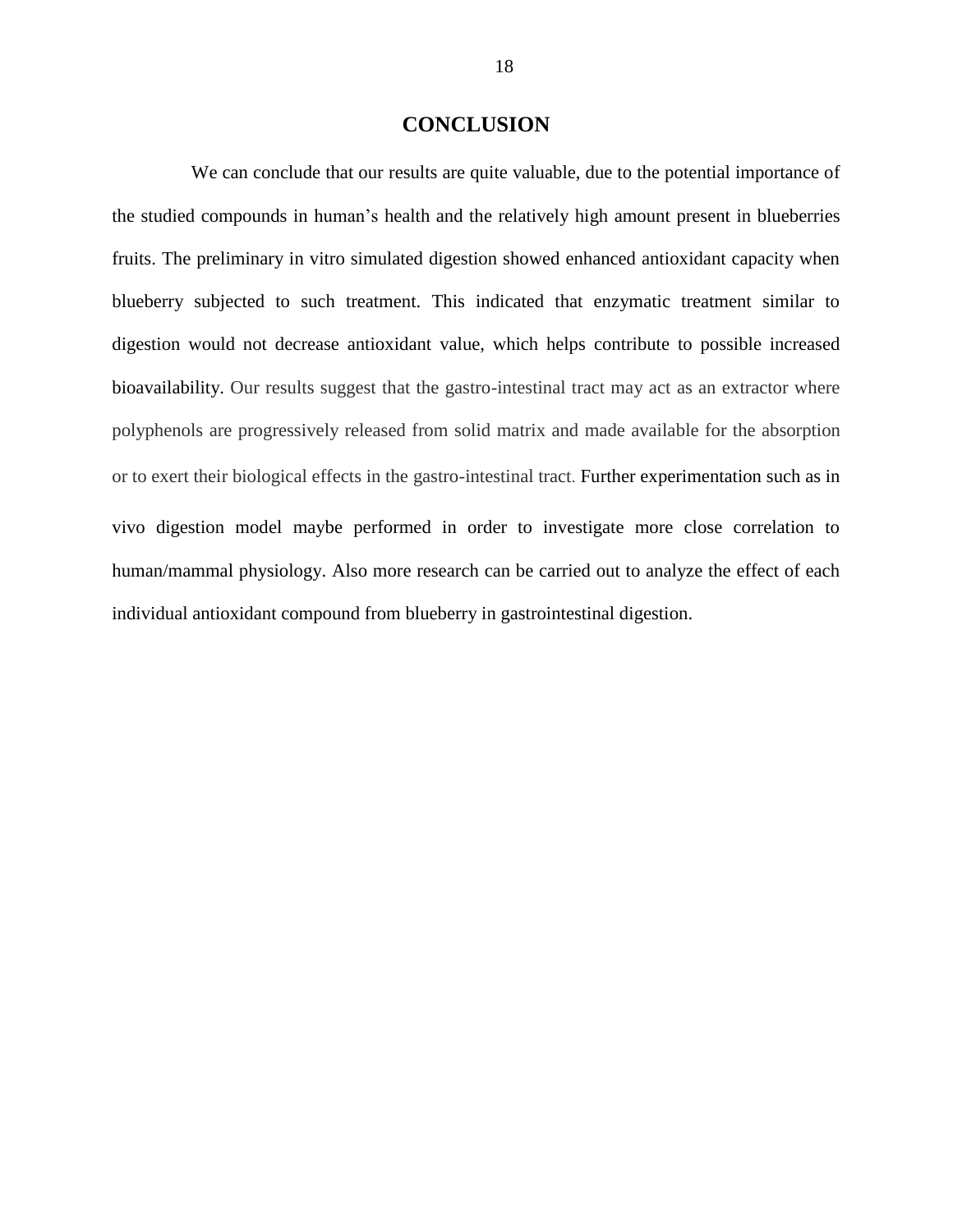# CONCLUSION

We can conclude that our results are quite valuable, due to the potential importance of the studied compounds in human's health and the relatively high amount present in blueberries fruits. The preliminary in vitro simulated digestion showed enhanced antioxidant capacity when blueberry subjected to such treatment. This indicated that enzymatic treatment similar to digestion would not decrease antioxidant value, which helps contribute to possible increased bioavailability. Our results suggest that the gastro-intestinal tract may act as an extractor where polyphenols are progressively released from solid matrix and made available for the absorption or to exert their biological effects in the gastro-intestinal tract. Further experimentation such as in vivo digestion model maybe performed in order to investigate more close correlation to human/mammal physiology. Also more research can be carried out to analyze the effect of each individual antioxidant compound from blueberry in gastrointestinal digestion.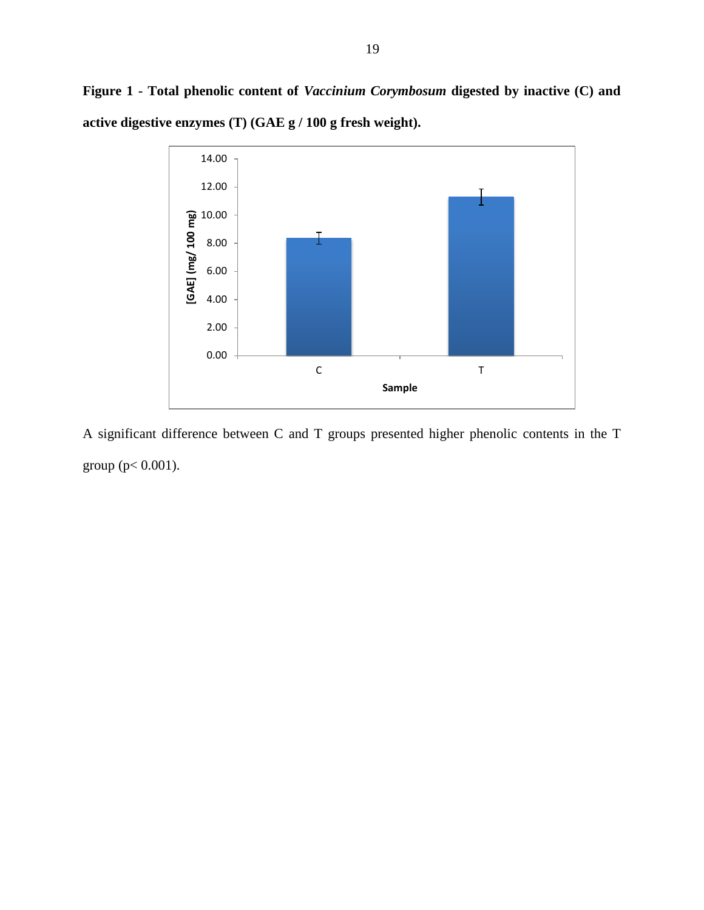**Figure 1 - Total phenolic content of *Vaccinium Corymbosum* digested by inactive (C) and active digestive enzymes (T) (GAE g / 100 g fresh weight).**

[GAE] (mg/ 100 mg)

14.00
12.00
10.00
8.00
6.00
4.00
2.00
0.00

C
T

Sample

A significant difference between C and T groups presented higher phenolic contents in the T group ($p < 0.001$).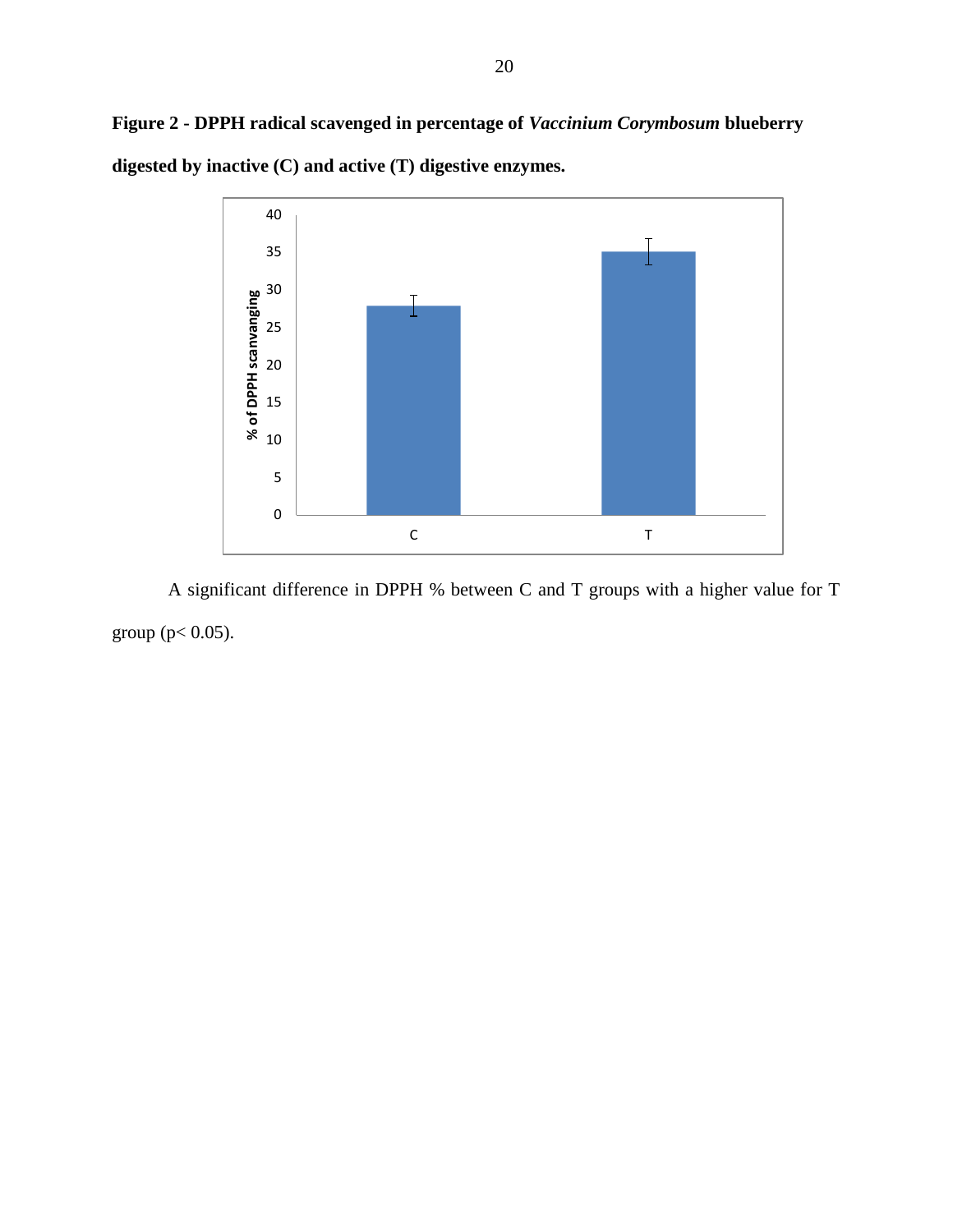**Figure 2 - DPPH radical scavenged in percentage of *Vaccinium Corymbosum* blueberry digested by inactive (C) and active (T) digestive enzymes.**

% of DPPH scanvanging

40
35
30
25
20
15
10
5
0

C
T

A significant difference in DPPH % between C and T groups with a higher value for T group ($p < 0.05$).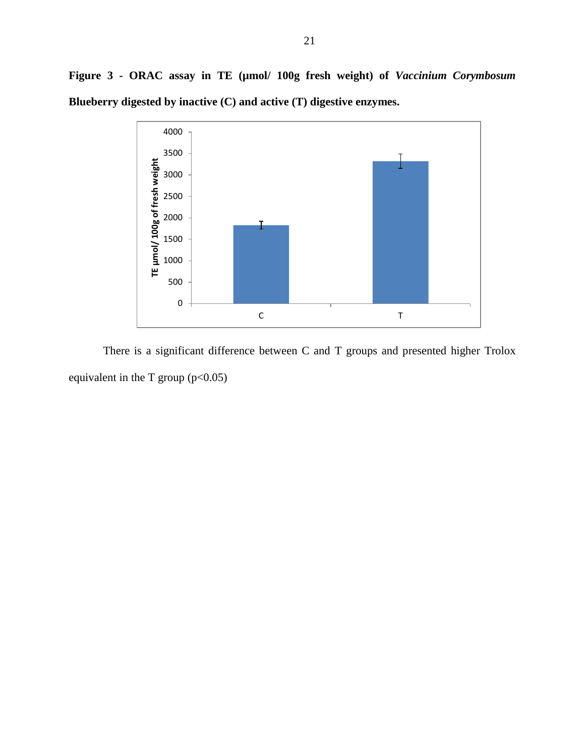**Figure 3 - ORAC assay in TE (μmol/ 100g fresh weight) of *Vaccinium Corymbosum* Blueberry digested by inactive (C) and active (T) digestive enzymes.**

TE μmol/ 100g of fresh weight

4000
3500
3000
2500
2000
1500
1000
500
0

C
T

There is a significant difference between C and T groups and presented higher Trolox equivalent in the T group ($p<0.05$)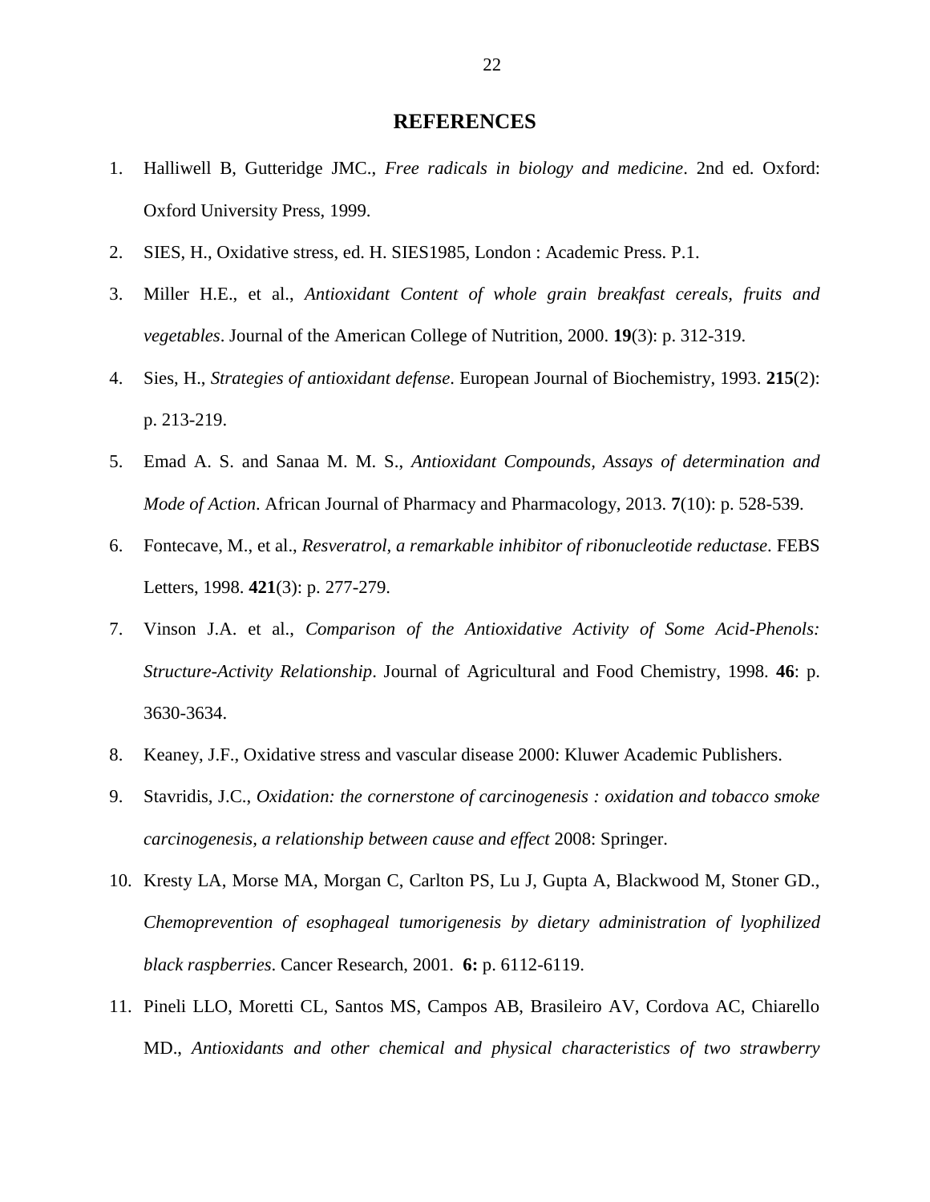# REFERENCES

1. Halliwell B, Gutteridge JMC., *Free radicals in biology and medicine*. 2nd ed. Oxford: Oxford University Press, 1999.
2. SIES, H., Oxidative stress, ed. H. SIES1985, London : Academic Press. P.1.
3. Miller H.E., et al., *Antioxidant Content of whole grain breakfast cereals, fruits and vegetables*. Journal of the American College of Nutrition, 2000. **19**(3): p. 312-319.
4. Sies, H., *Strategies of antioxidant defense*. European Journal of Biochemistry, 1993. **215**(2): p. 213-219.
5. Emad A. S. and Sanaa M. M. S., *Antioxidant Compounds, Assays of determination and Mode of Action*. African Journal of Pharmacy and Pharmacology, 2013. **7**(10): p. 528-539.
6. Fontecave, M., et al., *Resveratrol, a remarkable inhibitor of ribonucleotide reductase*. FEBS Letters, 1998. **421**(3): p. 277-279.
7. Vinson J.A. et al., *Comparison of the Antioxidative Activity of Some Acid-Phenols: Structure-Activity Relationship*. Journal of Agricultural and Food Chemistry, 1998. **46**: p. 3630-3634.
8. Keaney, J.F., Oxidative stress and vascular disease 2000: Kluwer Academic Publishers.
9. Stavridis, J.C., *Oxidation: the cornerstone of carcinogenesis : oxidation and tobacco smoke carcinogenesis, a relationship between cause and effect* 2008: Springer.
10. Kresty LA, Morse MA, Morgan C, Carlton PS, Lu J, Gupta A, Blackwood M, Stoner GD., *Chemoprevention of esophageal tumorigenesis by dietary administration of lyophilized black raspberries*. Cancer Research, 2001. **6:** p. 6112-6119.
11. Pineli LLO, Moretti CL, Santos MS, Campos AB, Brasileiro AV, Cordova AC, Chiarello MD., *Antioxidants and other chemical and physical characteristics of two strawberry*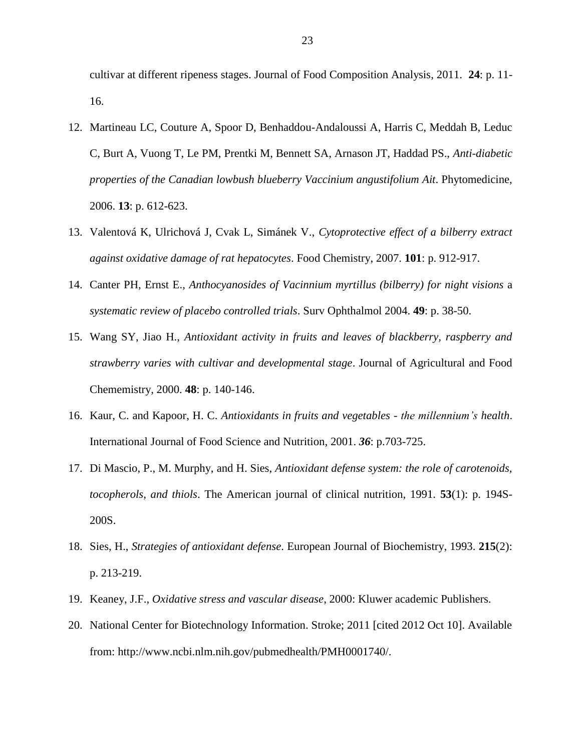cultivar at different ripeness stages. Journal of Food Composition Analysis, 2011. **24**: p. 11-16.

12. Martineau LC, Couture A, Spoor D, Benhaddou-Andaloussi A, Harris C, Meddah B, Leduc C, Burt A, Vuong T, Le PM, Prentki M, Bennett SA, Arnason JT, Haddad PS., *Anti-diabetic properties of the Canadian lowbush blueberry Vaccinium angustifolium Ait*. Phytomedicine, 2006. **13**: p. 612-623.
13. Valentová K, Ulrichová J, Cvak L, Simánek V., *Cytoprotective effect of a bilberry extract against oxidative damage of rat hepatocytes*. Food Chemistry, 2007. **101**: p. 912-917.
14. Canter PH, Ernst E., *Anthocyanosides of Vacinnium myrtillus (bilberry) for night visions* a *systematic review of placebo controlled trials*. Surv Ophthalmol 2004. **49**: p. 38-50.
15. Wang SY, Jiao H., *Antioxidant activity in fruits and leaves of blackberry, raspberry and strawberry varies with cultivar and developmental stage*. Journal of Agricultural and Food Chememistry, 2000. **48**: p. 140-146.
16. Kaur, C. and Kapoor, H. C. *Antioxidants in fruits and vegetables - the millennium's health*. International Journal of Food Science and Nutrition, 2001. ***36***: p.703-725.
17. Di Mascio, P., M. Murphy, and H. Sies, *Antioxidant defense system: the role of carotenoids, tocopherols, and thiols*. The American journal of clinical nutrition, 1991. **53**(1): p. 194S-200S.
18. Sies, H., *Strategies of antioxidant defense*. European Journal of Biochemistry, 1993. **215**(2): p. 213-219.
19. Keaney, J.F., *Oxidative stress and vascular disease*, 2000: Kluwer academic Publishers.
20. National Center for Biotechnology Information. Stroke; 2011 [cited 2012 Oct 10]. Available from: http://www.ncbi.nlm.nih.gov/pubmedhealth/PMH0001740/.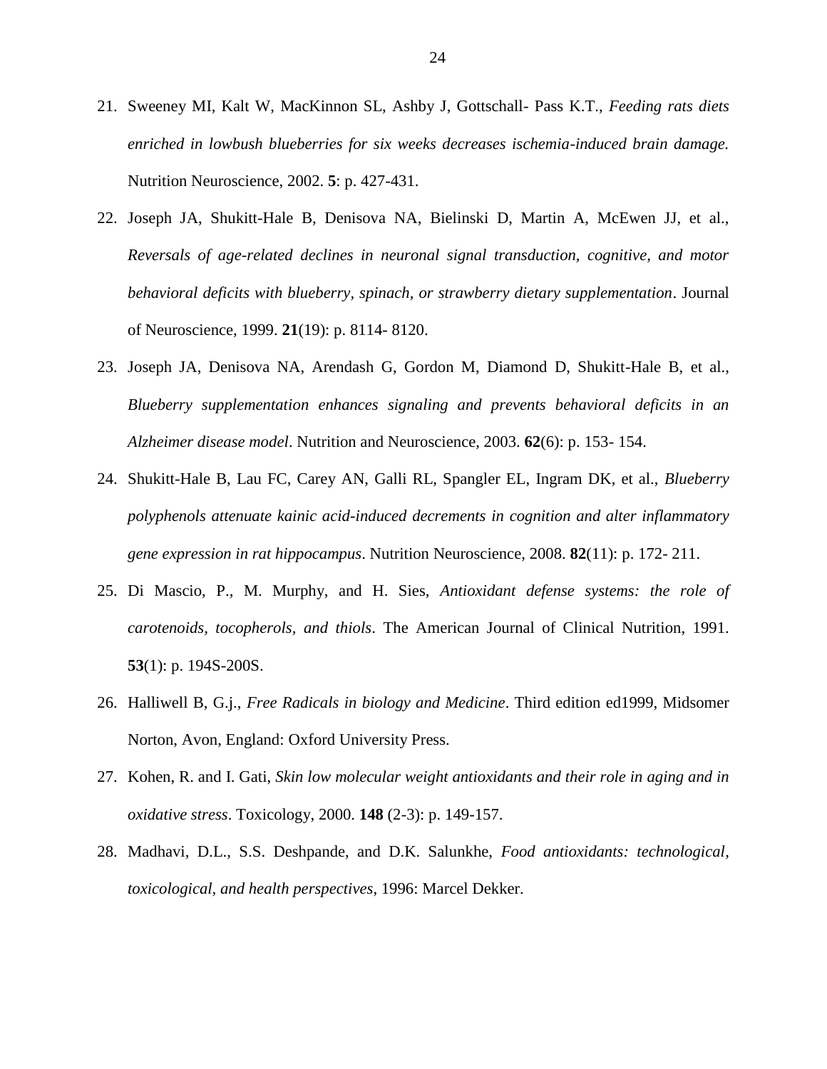21. Sweeney MI, Kalt W, MacKinnon SL, Ashby J, Gottschall- Pass K.T., *Feeding rats diets enriched in lowbush blueberries for six weeks decreases ischemia-induced brain damage.* Nutrition Neuroscience, 2002. **5**: p. 427-431.
22. Joseph JA, Shukitt-Hale B, Denisova NA, Bielinski D, Martin A, McEwen JJ, et al., *Reversals of age-related declines in neuronal signal transduction, cognitive, and motor behavioral deficits with blueberry, spinach, or strawberry dietary supplementation*. Journal of Neuroscience, 1999. **21**(19): p. 8114- 8120.
23. Joseph JA, Denisova NA, Arendash G, Gordon M, Diamond D, Shukitt-Hale B, et al., *Blueberry supplementation enhances signaling and prevents behavioral deficits in an Alzheimer disease model*. Nutrition and Neuroscience, 2003. **62**(6): p. 153- 154.
24. Shukitt-Hale B, Lau FC, Carey AN, Galli RL, Spangler EL, Ingram DK, et al., *Blueberry polyphenols attenuate kainic acid-induced decrements in cognition and alter inflammatory gene expression in rat hippocampus*. Nutrition Neuroscience, 2008. **82**(11): p. 172- 211.
25. Di Mascio, P., M. Murphy, and H. Sies, *Antioxidant defense systems: the role of carotenoids, tocopherols, and thiols*. The American Journal of Clinical Nutrition, 1991. **53**(1): p. 194S-200S.
26. Halliwell B, G.j., *Free Radicals in biology and Medicine*. Third edition ed1999, Midsomer Norton, Avon, England: Oxford University Press.
27. Kohen, R. and I. Gati, *Skin low molecular weight antioxidants and their role in aging and in oxidative stress*. Toxicology, 2000. **148** (2-3): p. 149-157.
28. Madhavi, D.L., S.S. Deshpande, and D.K. Salunkhe, *Food antioxidants: technological, toxicological, and health perspectives*, 1996: Marcel Dekker.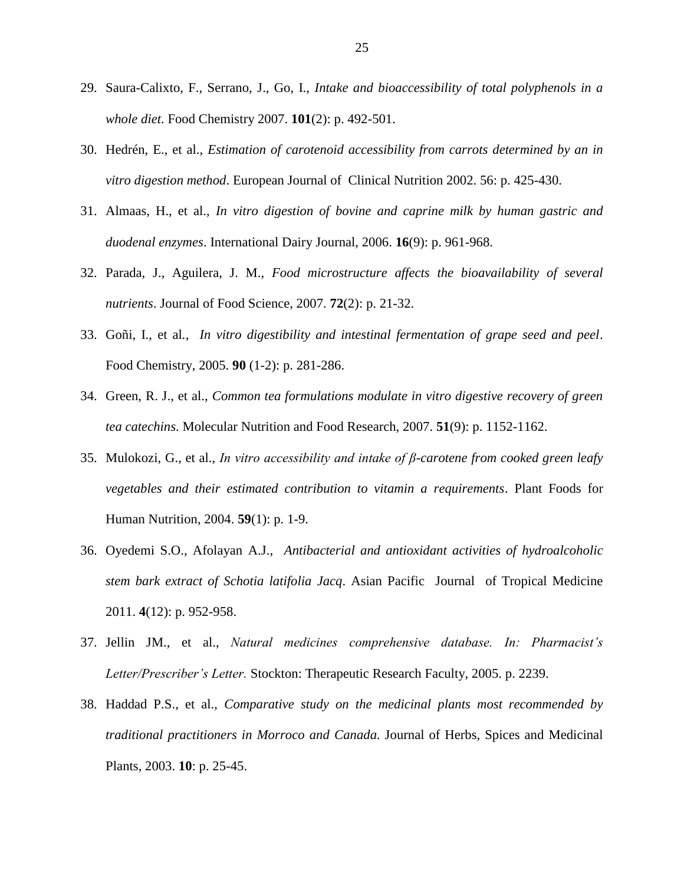29. Saura-Calixto, F., Serrano, J., Go, I., *Intake and bioaccessibility of total polyphenols in a whole diet*. Food Chemistry 2007. **101**(2): p. 492-501.
30. Hedrén, E., et al., *Estimation of carotenoid accessibility from carrots determined by an in vitro digestion method*. European Journal of Clinical Nutrition 2002. 56: p. 425-430.
31. Almaas, H., et al., *In vitro digestion of bovine and caprine milk by human gastric and duodenal enzymes*. International Dairy Journal, 2006. **16**(9): p. 961-968.
32. Parada, J., Aguilera, J. M., *Food microstructure affects the bioavailability of several nutrients*. Journal of Food Science, 2007. **72**(2): p. 21-32.
33. Goñi, I., et al., *In vitro digestibility and intestinal fermentation of grape seed and peel*. Food Chemistry, 2005. **90** (1-2): p. 281-286.
34. Green, R. J., et al., *Common tea formulations modulate in vitro digestive recovery of green tea catechins*. Molecular Nutrition and Food Research, 2007. **51**(9): p. 1152-1162.
35. Mulokozi, G., et al., *In vitro accessibility and intake of β-carotene from cooked green leafy vegetables and their estimated contribution to vitamin a requirements*. Plant Foods for Human Nutrition, 2004. **59**(1): p. 1-9.
36. Oyedemi S.O., Afolayan A.J., *Antibacterial and antioxidant activities of hydroalcoholic stem bark extract of Schotia latifolia Jacq*. Asian Pacific Journal of Tropical Medicine 2011. **4**(12): p. 952-958.
37. Jellin JM., et al., *Natural medicines comprehensive database. In: Pharmacist's Letter/Prescriber's Letter.* Stockton: Therapeutic Research Faculty, 2005. p. 2239.
38. Haddad P.S., et al., *Comparative study on the medicinal plants most recommended by traditional practitioners in Morroco and Canada*. Journal of Herbs, Spices and Medicinal Plants, 2003. **10**: p. 25-45.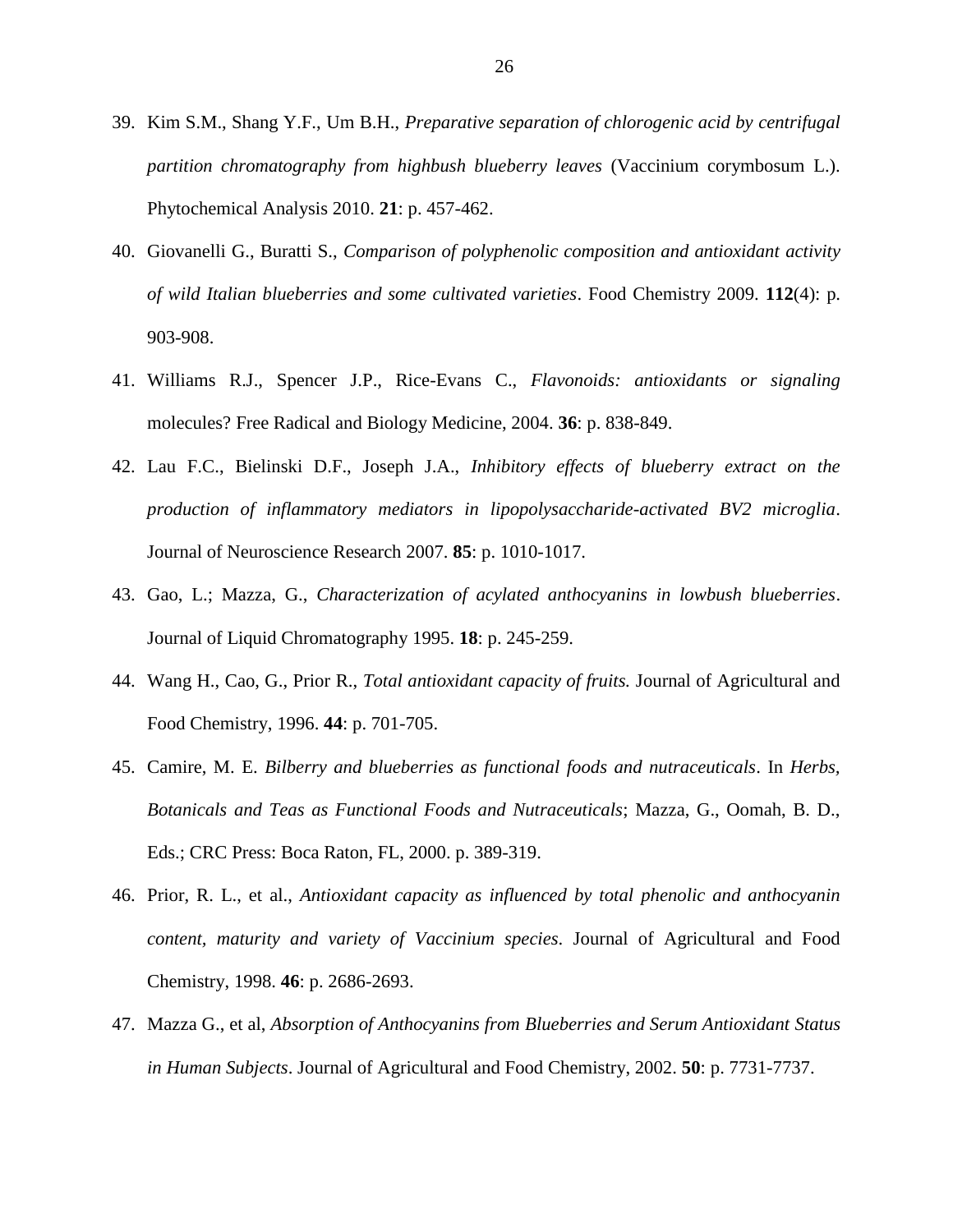39. Kim S.M., Shang Y.F., Um B.H., *Preparative separation of chlorogenic acid by centrifugal partition chromatography from highbush blueberry leaves* (Vaccinium corymbosum L.). Phytochemical Analysis 2010. **21**: p. 457-462.

40. Giovanelli G., Buratti S., *Comparison of polyphenolic composition and antioxidant activity of wild Italian blueberries and some cultivated varieties*. Food Chemistry 2009. **112**(4): p. 903-908.

41. Williams R.J., Spencer J.P., Rice-Evans C., *Flavonoids: antioxidants or signaling* molecules? Free Radical and Biology Medicine, 2004. **36**: p. 838-849.

42. Lau F.C., Bielinski D.F., Joseph J.A., *Inhibitory effects of blueberry extract on the production of inflammatory mediators in lipopolysaccharide-activated BV2 microglia*. Journal of Neuroscience Research 2007. **85**: p. 1010-1017.

43. Gao, L.; Mazza, G., *Characterization of acylated anthocyanins in lowbush blueberries*. Journal of Liquid Chromatography 1995. **18**: p. 245-259.

44. Wang H., Cao, G., Prior R., *Total antioxidant capacity of fruits.* Journal of Agricultural and Food Chemistry, 1996. **44**: p. 701-705.

45. Camire, M. E. *Bilberry and blueberries as functional foods and nutraceuticals*. In *Herbs, Botanicals and Teas as Functional Foods and Nutraceuticals*; Mazza, G., Oomah, B. D., Eds.; CRC Press: Boca Raton, FL, 2000. p. 389-319.

46. Prior, R. L., et al., *Antioxidant capacity as influenced by total phenolic and anthocyanin content, maturity and variety of Vaccinium species*. Journal of Agricultural and Food Chemistry, 1998. **46**: p. 2686-2693.

47. Mazza G., et al, *Absorption of Anthocyanins from Blueberries and Serum Antioxidant Status in Human Subjects*. Journal of Agricultural and Food Chemistry, 2002. **50**: p. 7731-7737.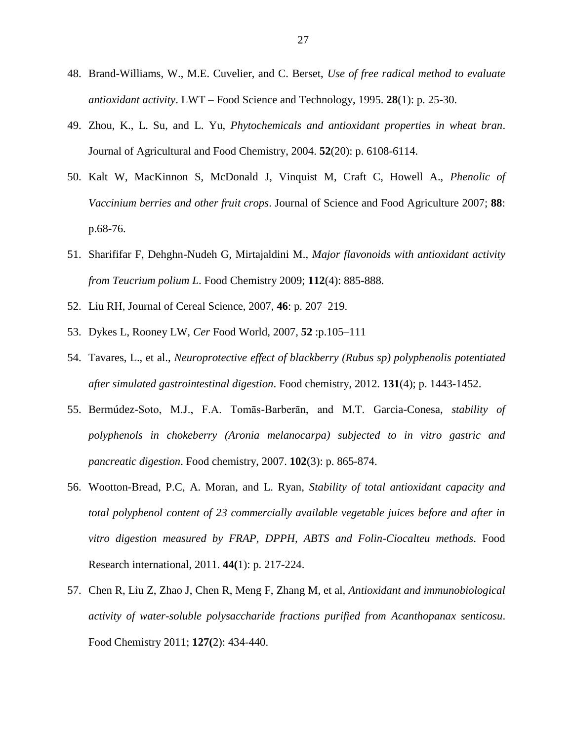48. Brand-Williams, W., M.E. Cuvelier, and C. Berset, *Use of free radical method to evaluate antioxidant activity*. LWT – Food Science and Technology, 1995. **28**(1): p. 25-30.
49. Zhou, K., L. Su, and L. Yu, *Phytochemicals and antioxidant properties in wheat bran*. Journal of Agricultural and Food Chemistry, 2004. **52**(20): p. 6108-6114.
50. Kalt W, MacKinnon S, McDonald J, Vinquist M, Craft C, Howell A., *Phenolic of Vaccinium berries and other fruit crops*. Journal of Science and Food Agriculture 2007; **88**: p.68-76.
51. Sharififar F, Dehghn-Nudeh G, Mirtajaldini M., *Major flavonoids with antioxidant activity from Teucrium polium L*. Food Chemistry 2009; **112**(4): 885-888.
52. Liu RH, Journal of Cereal Science, 2007, **46**: p. 207–219.
53. Dykes L, Rooney LW, *Cer* Food World, 2007, **52** :p.105–111
54. Tavares, L., et al., *Neuroprotective effect of blackberry (Rubus sp) polyphenolis potentiated after simulated gastrointestinal digestion*. Food chemistry, 2012. **131**(4); p. 1443-1452.
55. Bermúdez-Soto, M.J., F.A. Tomās-Barberān, and M.T. Garcia-Conesa, *stability of polyphenols in chokeberry (Aronia melanocarpa) subjected to in vitro gastric and pancreatic digestion*. Food chemistry, 2007. **102**(3): p. 865-874.
56. Wootton-Bread, P.C, A. Moran, and L. Ryan, *Stability of total antioxidant capacity and total polyphenol content of 23 commercially available vegetable juices before and after in vitro digestion measured by FRAP, DPPH, ABTS and Folin-Ciocalteu methods*. Food Research international, 2011. **44(**1): p. 217-224.
57. Chen R, Liu Z, Zhao J, Chen R, Meng F, Zhang M, et al, *Antioxidant and immunobiological activity of water-soluble polysaccharide fractions purified from Acanthopanax senticosu*. Food Chemistry 2011; **127(**2): 434-440.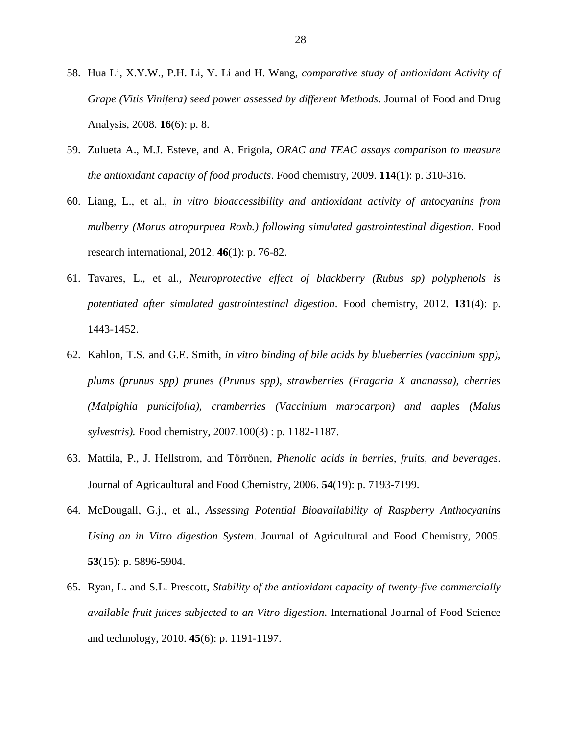58. Hua Li, X.Y.W., P.H. Li, Y. Li and H. Wang, *comparative study of antioxidant Activity of Grape (Vitis Vinifera) seed power assessed by different Methods*. Journal of Food and Drug Analysis, 2008. **16**(6): p. 8.

59. Zulueta A., M.J. Esteve, and A. Frigola, *ORAC and TEAC assays comparison to measure the antioxidant capacity of food products*. Food chemistry, 2009. **114**(1): p. 310-316.

60. Liang, L., et al., *in vitro bioaccessibility and antioxidant activity of antocyanins from mulberry (Morus atropurpuea Roxb.) following simulated gastrointestinal digestion*. Food research international, 2012. **46**(1): p. 76-82.

61. Tavares, L., et al., *Neuroprotective effect of blackberry (Rubus sp) polyphenols is potentiated after simulated gastrointestinal digestion*. Food chemistry, 2012. **131**(4): p. 1443-1452.

62. Kahlon, T.S. and G.E. Smith, *in vitro binding of bile acids by blueberries (vaccinium spp), plums (prunus spp) prunes (Prunus spp), strawberries (Fragaria X ananassa), cherries (Malpighia punicifolia), cramberries (Vaccinium marocarpon) and aaples (Malus sylvestris).* Food chemistry, 2007.100(3) : p. 1182-1187.

63. Mattila, P., J. Hellstrom, and Törrönen, *Phenolic acids in berries, fruits, and beverages*. Journal of Agricaultural and Food Chemistry, 2006. **54**(19): p. 7193-7199.

64. McDougall, G.j., et al., *Assessing Potential Bioavailability of Raspberry Anthocyanins Using an in Vitro digestion System*. Journal of Agricultural and Food Chemistry, 2005. **53**(15): p. 5896-5904.

65. Ryan, L. and S.L. Prescott, *Stability of the antioxidant capacity of twenty-five commercially available fruit juices subjected to an Vitro digestion*. International Journal of Food Science and technology, 2010. **45**(6): p. 1191-1197.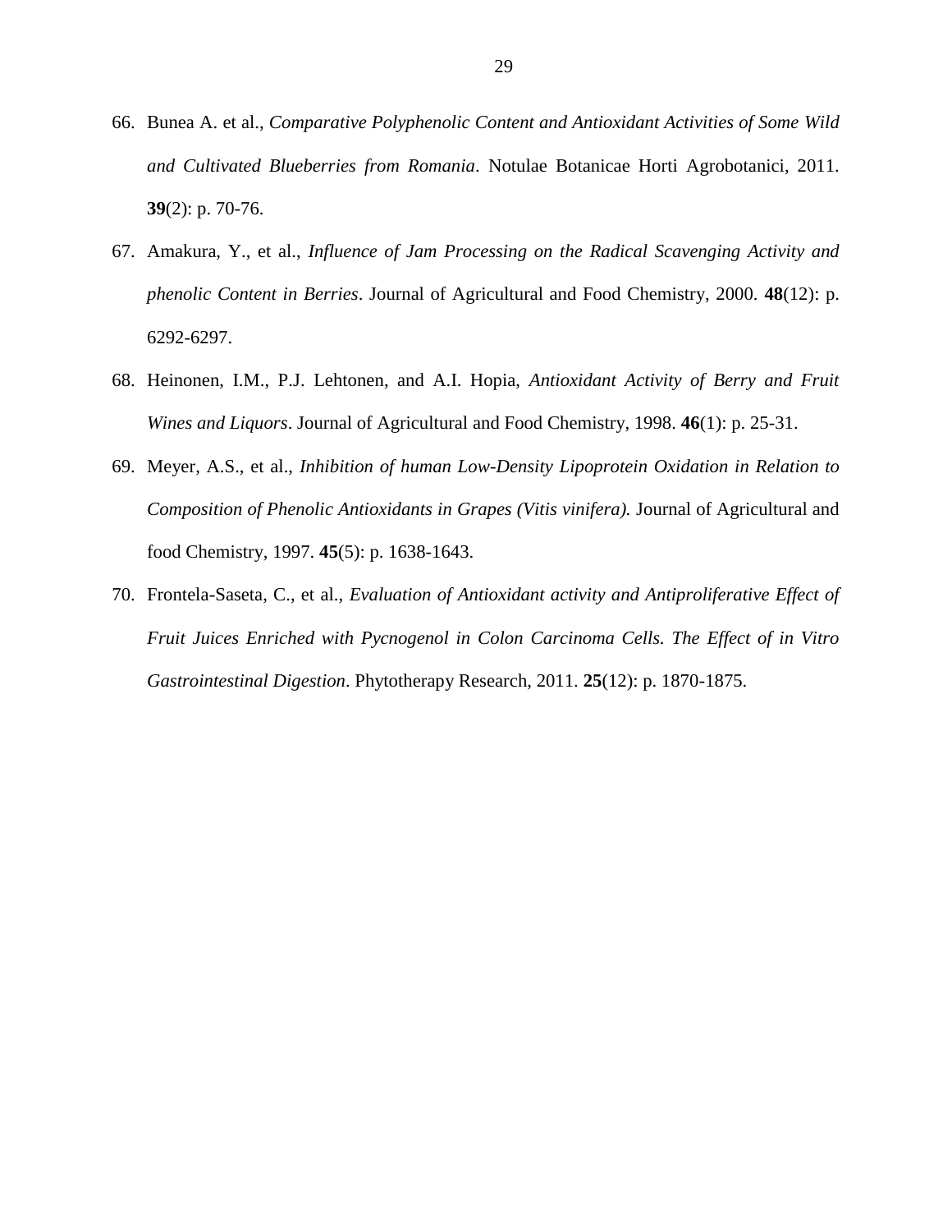66. Bunea A. et al., *Comparative Polyphenolic Content and Antioxidant Activities of Some Wild and Cultivated Blueberries from Romania*. Notulae Botanicae Horti Agrobotanici, 2011. **39**(2): p. 70-76.

67. Amakura, Y., et al., *Influence of Jam Processing on the Radical Scavenging Activity and phenolic Content in Berries*. Journal of Agricultural and Food Chemistry, 2000. **48**(12): p. 6292-6297.

68. Heinonen, I.M., P.J. Lehtonen, and A.I. Hopia, *Antioxidant Activity of Berry and Fruit Wines and Liquors*. Journal of Agricultural and Food Chemistry, 1998. **46**(1): p. 25-31.

69. Meyer, A.S., et al., *Inhibition of human Low-Density Lipoprotein Oxidation in Relation to Composition of Phenolic Antioxidants in Grapes (Vitis vinifera).* Journal of Agricultural and food Chemistry, 1997. **45**(5): p. 1638-1643.

70. Frontela-Saseta, C., et al., *Evaluation of Antioxidant activity and Antiproliferative Effect of Fruit Juices Enriched with Pycnogenol in Colon Carcinoma Cells. The Effect of in Vitro Gastrointestinal Digestion*. Phytotherapy Research, 2011. **25**(12): p. 1870-1875.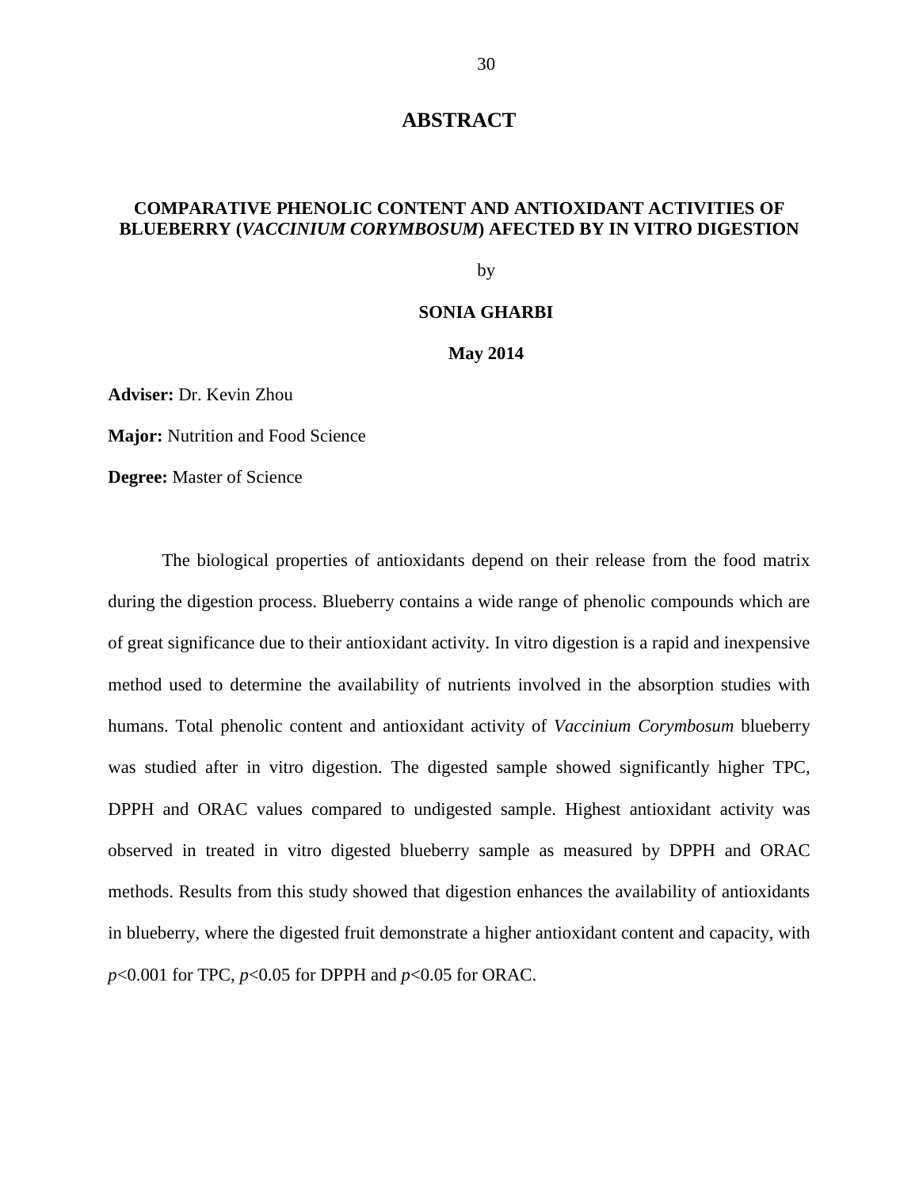# ABSTRACT

## COMPARATIVE PHENOLIC CONTENT AND ANTIOXIDANT ACTIVITIES OF BLUEBERRY (*VACCINIUM CORYMBOSUM*) AFECTED BY IN VITRO DIGESTION

by

**SONIA GHARBI**

**May 2014**

**Adviser:** Dr. Kevin Zhou

**Major:** Nutrition and Food Science

**Degree:** Master of Science

The biological properties of antioxidants depend on their release from the food matrix during the digestion process. Blueberry contains a wide range of phenolic compounds which are of great significance due to their antioxidant activity. In vitro digestion is a rapid and inexpensive method used to determine the availability of nutrients involved in the absorption studies with humans. Total phenolic content and antioxidant activity of *Vaccinium Corymbosum* blueberry was studied after in vitro digestion. The digested sample showed significantly higher TPC, DPPH and ORAC values compared to undigested sample. Highest antioxidant activity was observed in treated in vitro digested blueberry sample as measured by DPPH and ORAC methods. Results from this study showed that digestion enhances the availability of antioxidants in blueberry, where the digested fruit demonstrate a higher antioxidant content and capacity, with $p<0.001$ for TPC, $p<0.05$ for DPPH and $p<0.05$ for ORAC.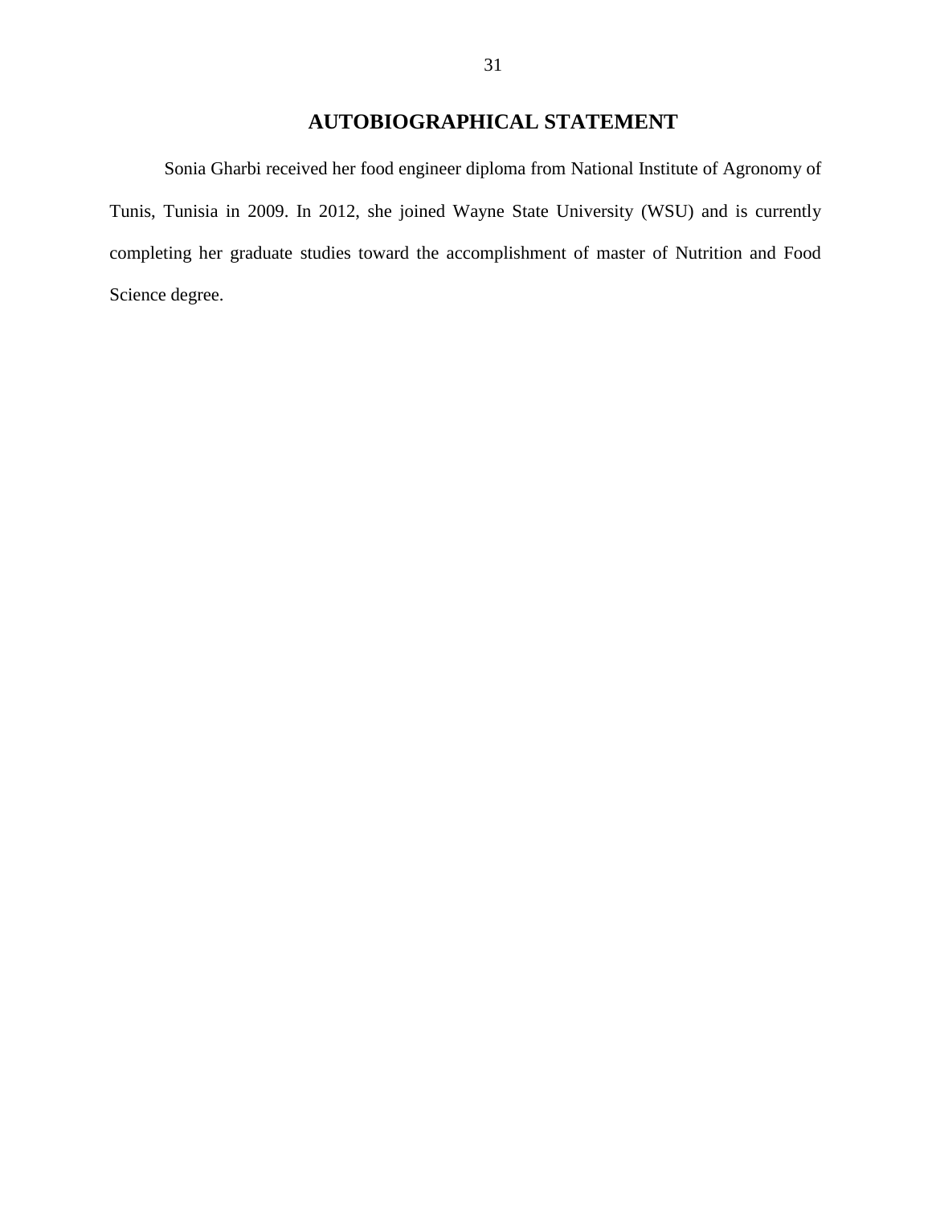# AUTOBIOGRAPHICAL STATEMENT

Sonia Gharbi received her food engineer diploma from National Institute of Agronomy of Tunis, Tunisia in 2009. In 2012, she joined Wayne State University (WSU) and is currently completing her graduate studies toward the accomplishment of master of Nutrition and Food Science degree.